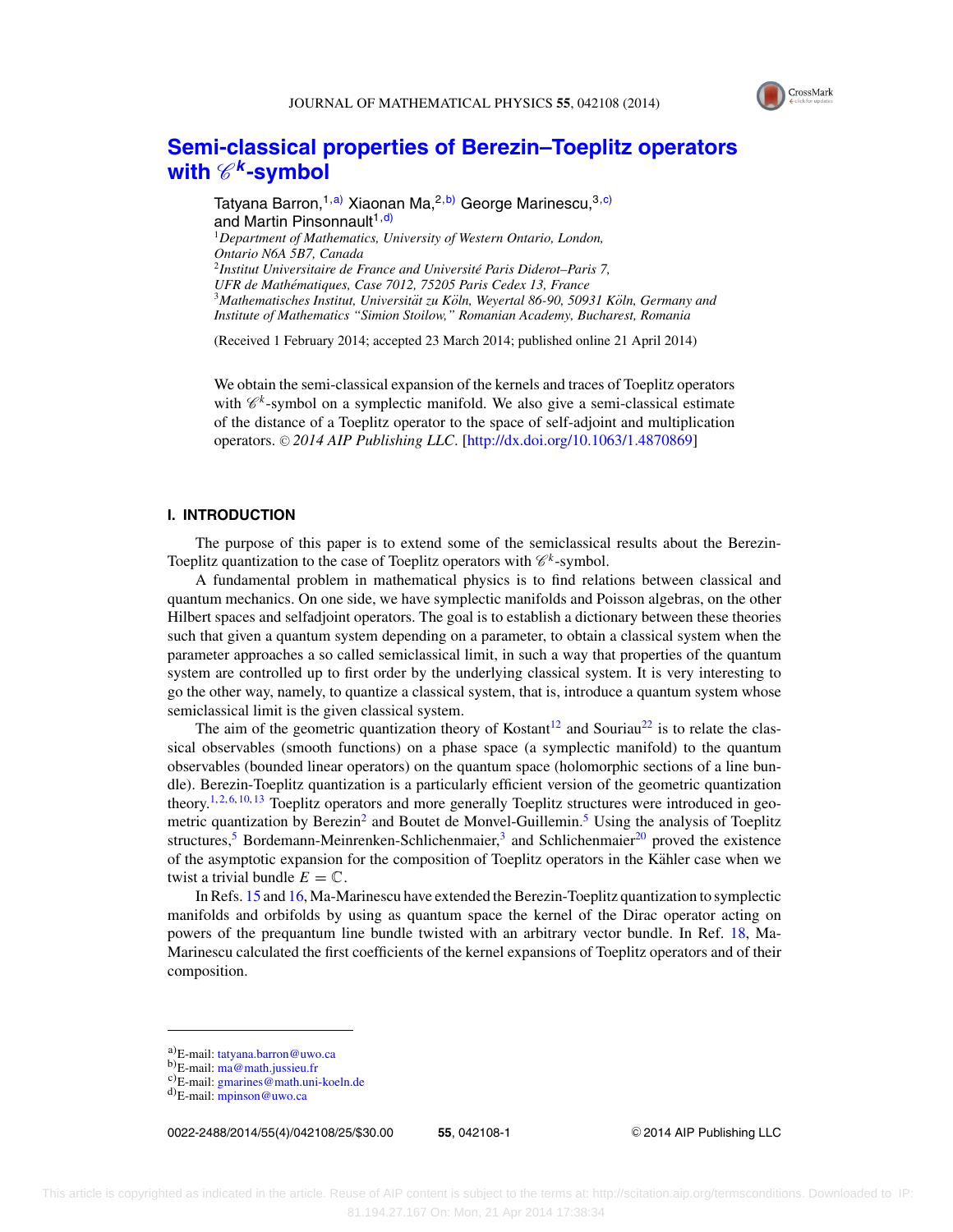# Semi-classical properties of Berezin–Toeplitz operators with $\mathscr{C}^k$-symbol

Tatyana Barron,[1,a)] Xiaonan Ma,[2,b)] George Marinescu,[3,c)] and Martin Pinsonnault[1,d)]

[1]*Department of Mathematics, University of Western Ontario, London, Ontario N6A 5B7, Canada*
[2]*Institut Universitaire de France and Université Paris Diderot–Paris 7, UFR de Mathématiques, Case 7012, 75205 Paris Cedex 13, France*
[3]*Mathematisches Institut, Universität zu Köln, Weyertal 86-90, 50931 Köln, Germany and Institute of Mathematics "Simion Stoilow," Romanian Academy, Bucharest, Romania*

(Received 1 February 2014; accepted 23 March 2014; published online 21 April 2014)

We obtain the semi-classical expansion of the kernels and traces of Toeplitz operators with $\mathscr{C}^k$-symbol on a symplectic manifold. We also give a semi-classical estimate of the distance of a Toeplitz operator to the space of self-adjoint and multiplication operators. © *2014 AIP Publishing LLC*. [http://dx.doi.org/10.1063/1.4870869]

## I. INTRODUCTION

The purpose of this paper is to extend some of the semiclassical results about the Berezin-Toeplitz quantization to the case of Toeplitz operators with $\mathscr{C}^k$-symbol.

A fundamental problem in mathematical physics is to find relations between classical and quantum mechanics. On one side, we have symplectic manifolds and Poisson algebras, on the other Hilbert spaces and selfadjoint operators. The goal is to establish a dictionary between these theories such that given a quantum system depending on a parameter, to obtain a classical system when the parameter approaches a so called semiclassical limit, in such a way that properties of the quantum system are controlled up to first order by the underlying classical system. It is very interesting to go the other way, namely, to quantize a classical system, that is, introduce a quantum system whose semiclassical limit is the given classical system.

The aim of the geometric quantization theory of Kostant[12] and Souriau[22] is to relate the classical observables (smooth functions) on a phase space (a symplectic manifold) to the quantum observables (bounded linear operators) on the quantum space (holomorphic sections of a line bundle). Berezin-Toeplitz quantization is a particularly efficient version of the geometric quantization theory.[1,2,6,10,13] Toeplitz operators and more generally Toeplitz structures were introduced in geometric quantization by Berezin[2] and Boutet de Monvel-Guillemin.[5] Using the analysis of Toeplitz structures,[5] Bordemann-Meinrenken-Schlichenmaier,[3] and Schlichenmaier[20] proved the existence of the asymptotic expansion for the composition of Toeplitz operators in the Kähler case when we twist a trivial bundle $E = \mathbb{C}$.

In Refs. 15 and 16, Ma-Marinescu have extended the Berezin-Toeplitz quantization to symplectic manifolds and orbifolds by using as quantum space the kernel of the Dirac operator acting on powers of the prequantum line bundle twisted with an arbitrary vector bundle. In Ref. 18, Ma-Marinescu calculated the first coefficients of the kernel expansions of Toeplitz operators and of their composition.

---

a)E-mail: tatyana.barron@uwo.ca
b)E-mail: ma@math.jussieu.fr
c)E-mail: gmarines@math.uni-koeln.de
d)E-mail: mpinson@uwo.ca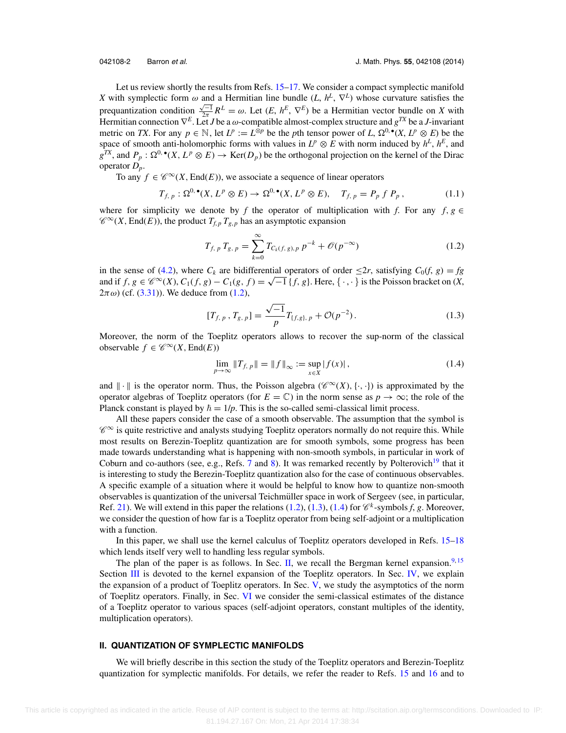Let us review shortly the results from Refs. 15–17. We consider a compact symplectic manifold $X$ with symplectic form $\omega$ and a Hermitian line bundle $(L, h^L, \nabla^L)$ whose curvature satisfies the prequantization condition $\frac{\sqrt{-1}}{2\pi} R^L = \omega$. Let $(E, h^E, \nabla^E)$ be a Hermitian vector bundle on $X$ with Hermitian connection $\nabla^E$. Let $J$ be a $\omega$-compatible almost-complex structure and $g^{TX}$ be a $J$-invariant metric on $TX$. For any $p \in \mathbb{N}$, let $L^p := L^{\otimes p}$ be the $p$th tensor power of $L$, $\Omega^{0,\bullet}(X, L^p \otimes E)$ be the space of smooth anti-holomorphic forms with values in $L^p \otimes E$ with norm induced by $h^L$, $h^E$, and $g^{TX}$, and $P_p : \Omega^{0,\bullet}(X, L^p \otimes E) \to \operatorname{Ker}(D_p)$ be the orthogonal projection on the kernel of the Dirac operator $D_p$.

To any $f \in \mathscr{C}^\infty(X, \operatorname{End}(E))$, we associate a sequence of linear operators

$$T_{f,\,p} : \Omega^{0,\bullet}(X, L^p \otimes E) \to \Omega^{0,\bullet}(X, L^p \otimes E), \quad T_{f,\,p} = P_p\, f\, P_p\,, \tag{1.1}$$

where for simplicity we denote by $f$ the operator of multiplication with $f$. For any $f, g \in \mathscr{C}^\infty(X, \operatorname{End}(E))$, the product $T_{f,p}\, T_{g,p}$ has an asymptotic expansion

$$T_{f,\,p}\, T_{g,\,p} = \sum_{k=0}^{\infty} T_{C_k(f,\,g),\,p}\, p^{-k} + \mathscr{O}(p^{-\infty}) \tag{1.2}$$

in the sense of (4.2), where $C_k$ are bidifferential operators of order $\leq 2r$, satisfying $C_0(f, g) = fg$ and if $f, g \in \mathscr{C}^\infty(X)$, $C_1(f, g) - C_1(g, f) = \sqrt{-1}\,\{f, g\}$. Here, $\{\,\cdot\,,\cdot\,\}$ is the Poisson bracket on $(X, 2\pi\omega)$ (cf. (3.31)). We deduce from (1.2),

$$[T_{f,\,p}\,, T_{g,\,p}] = \frac{\sqrt{-1}}{p} T_{\{f,g\},\,p} + \mathcal{O}(p^{-2})\,. \tag{1.3}$$

Moreover, the norm of the Toeplitz operators allows to recover the sup-norm of the classical observable $f \in \mathscr{C}^\infty(X, \operatorname{End}(E))$

$$\lim_{p\to\infty} \|T_{f,\,p}\| = \|f\|_\infty := \sup_{x\in X} |f(x)|\,, \tag{1.4}$$

and $\|\cdot\|$ is the operator norm. Thus, the Poisson algebra $(\mathscr{C}^\infty(X), \{\cdot, \cdot\})$ is approximated by the operator algebras of Toeplitz operators (for $E = \mathbb{C}$) in the norm sense as $p \to \infty$; the role of the Planck constant is played by $\hbar = 1/p$. This is the so-called semi-classical limit process.

All these papers consider the case of a smooth observable. The assumption that the symbol is $\mathscr{C}^\infty$ is quite restrictive and analysts studying Toeplitz operators normally do not require this. While most results on Berezin-Toeplitz quantization are for smooth symbols, some progress has been made towards understanding what is happening with non-smooth symbols, in particular in work of Coburn and co-authors (see, e.g., Refs. 7 and 8). It was remarked recently by Polterovich[19] that it is interesting to study the Berezin-Toeplitz quantization also for the case of continuous observables. A specific example of a situation where it would be helpful to know how to quantize non-smooth observables is quantization of the universal Teichmüller space in work of Sergeev (see, in particular, Ref. 21). We will extend in this paper the relations (1.2), (1.3), (1.4) for $\mathscr{C}^k$-symbols $f, g$. Moreover, we consider the question of how far is a Toeplitz operator from being self-adjoint or a multiplication with a function.

In this paper, we shall use the kernel calculus of Toeplitz operators developed in Refs. 15–18 which lends itself very well to handling less regular symbols.

The plan of the paper is as follows. In Sec. II, we recall the Bergman kernel expansion.[9,15] Section III is devoted to the kernel expansion of the Toeplitz operators. In Sec. IV, we explain the expansion of a product of Toeplitz operators. In Sec. V, we study the asymptotics of the norm of Toeplitz operators. Finally, in Sec. VI we consider the semi-classical estimates of the distance of a Toeplitz operator to various spaces (self-adjoint operators, constant multiples of the identity, multiplication operators).

## II. QUANTIZATION OF SYMPLECTIC MANIFOLDS

We will briefly describe in this section the study of the Toeplitz operators and Berezin-Toeplitz quantization for symplectic manifolds. For details, we refer the reader to Refs. 15 and 16 and to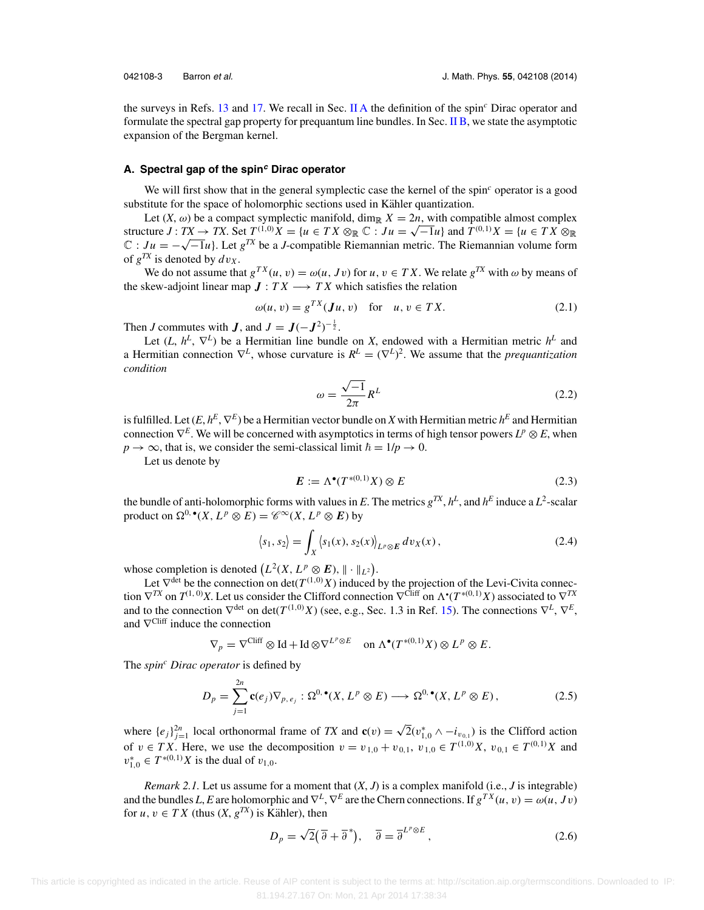the surveys in Refs. 13 and 17. We recall in Sec. II A the definition of the spin$^c$ Dirac operator and formulate the spectral gap property for prequantum line bundles. In Sec. II B, we state the asymptotic expansion of the Bergman kernel.

### A. Spectral gap of the spin$^c$ Dirac operator

We will first show that in the general symplectic case the kernel of the spin$^c$ operator is a good substitute for the space of holomorphic sections used in Kähler quantization.

Let $(X, \omega)$ be a compact symplectic manifold, $\dim_{\mathbb{R}} X = 2n$, with compatible almost complex structure $J : TX \to TX$. Set $T^{(1,0)}X = \{u \in TX \otimes_{\mathbb{R}} \mathbb{C} : Ju = \sqrt{-1}u\}$ and $T^{(0,1)}X = \{u \in TX \otimes_{\mathbb{R}} \mathbb{C} : Ju = -\sqrt{-1}u\}$. Let $g^{TX}$ be a $J$-compatible Riemannian metric. The Riemannian volume form of $g^{TX}$ is denoted by $dv_X$.

We do not assume that $g^{TX}(u, v) = \omega(u, Jv)$ for $u, v \in TX$. We relate $g^{TX}$ with $\omega$ by means of the skew-adjoint linear map $\boldsymbol{J} : TX \longrightarrow TX$ which satisfies the relation

$$\omega(u, v) = g^{TX}(\boldsymbol{J}u, v) \quad \text{for} \quad u, v \in TX. \tag{2.1}$$

Then $J$ commutes with $\boldsymbol{J}$, and $J = \boldsymbol{J}(-\boldsymbol{J}^2)^{-\frac{1}{2}}$.

Let $(L, h^L, \nabla^L)$ be a Hermitian line bundle on $X$, endowed with a Hermitian metric $h^L$ and a Hermitian connection $\nabla^L$, whose curvature is $R^L = (\nabla^L)^2$. We assume that the *prequantization condition*

$$\omega = \frac{\sqrt{-1}}{2\pi} R^L \tag{2.2}$$

is fulfilled. Let $(E, h^E, \nabla^E)$ be a Hermitian vector bundle on $X$ with Hermitian metric $h^E$ and Hermitian connection $\nabla^E$. We will be concerned with asymptotics in terms of high tensor powers $L^p \otimes E$, when $p \to \infty$, that is, we consider the semi-classical limit $\hbar = 1/p \to 0$.

Let us denote by

$$\boldsymbol{E} := \Lambda^\bullet(T^{*(0,1)}X) \otimes E \tag{2.3}$$

the bundle of anti-holomorphic forms with values in $E$. The metrics $g^{TX}$, $h^L$, and $h^E$ induce a $L^2$-scalar product on $\Omega^{0,\bullet}(X, L^p \otimes E) = \mathscr{C}^\infty(X, L^p \otimes \boldsymbol{E})$ by

$$\langle s_1, s_2 \rangle = \int_X \langle s_1(x), s_2(x) \rangle_{L^p \otimes \boldsymbol{E}} \, dv_X(x)\,, \tag{2.4}$$

whose completion is denoted $\left(L^2(X, L^p \otimes \boldsymbol{E}), \| \cdot \|_{L^2}\right)$.

Let $\nabla^{\det}$ be the connection on $\det(T^{(1,0)}X)$ induced by the projection of the Levi-Civita connection $\nabla^{TX}$ on $T^{(1,0)}X$. Let us consider the Clifford connection $\nabla^{\text{Cliff}}$ on $\Lambda^\bullet(T^{*(0,1)}X)$ associated to $\nabla^{TX}$ and to the connection $\nabla^{\det}$ on $\det(T^{(1,0)}X)$ (see, e.g., Sec. 1.3 in Ref. 15). The connections $\nabla^L$, $\nabla^E$, and $\nabla^{\text{Cliff}}$ induce the connection

$$\nabla_p = \nabla^{\text{Cliff}} \otimes \text{Id} + \text{Id} \otimes \nabla^{L^p \otimes E} \quad \text{on } \Lambda^\bullet(T^{*(0,1)}X) \otimes L^p \otimes E.$$

The *spin$^c$ Dirac operator* is defined by

$$D_p = \sum_{j=1}^{2n} \mathbf{c}(e_j) \nabla_{p, e_j} : \Omega^{0,\bullet}(X, L^p \otimes E) \longrightarrow \Omega^{0,\bullet}(X, L^p \otimes E)\,, \tag{2.5}$$

where $\{e_j\}_{j=1}^{2n}$ local orthonormal frame of $TX$ and $\mathbf{c}(v) = \sqrt{2}(v_{1,0}^* \wedge - i_{v_{0,1}})$ is the Clifford action of $v \in TX$. Here, we use the decomposition $v = v_{1,0} + v_{0,1}$, $v_{1,0} \in T^{(1,0)}X$, $v_{0,1} \in T^{(0,1)}X$ and $v_{1,0}^* \in T^{*(0,1)}X$ is the dual of $v_{1,0}$.

*Remark 2.1.* Let us assume for a moment that $(X, J)$ is a complex manifold (i.e., $J$ is integrable) and the bundles $L, E$ are holomorphic and $\nabla^L, \nabla^E$ are the Chern connections. If $g^{TX}(u, v) = \omega(u, Jv)$ for $u, v \in TX$ (thus $(X, g^{TX})$ is Kähler), then

$$D_p = \sqrt{2}\left(\overline{\partial} + \overline{\partial}^*\right), \quad \overline{\partial} = \overline{\partial}^{L^p \otimes E}\,, \tag{2.6}$$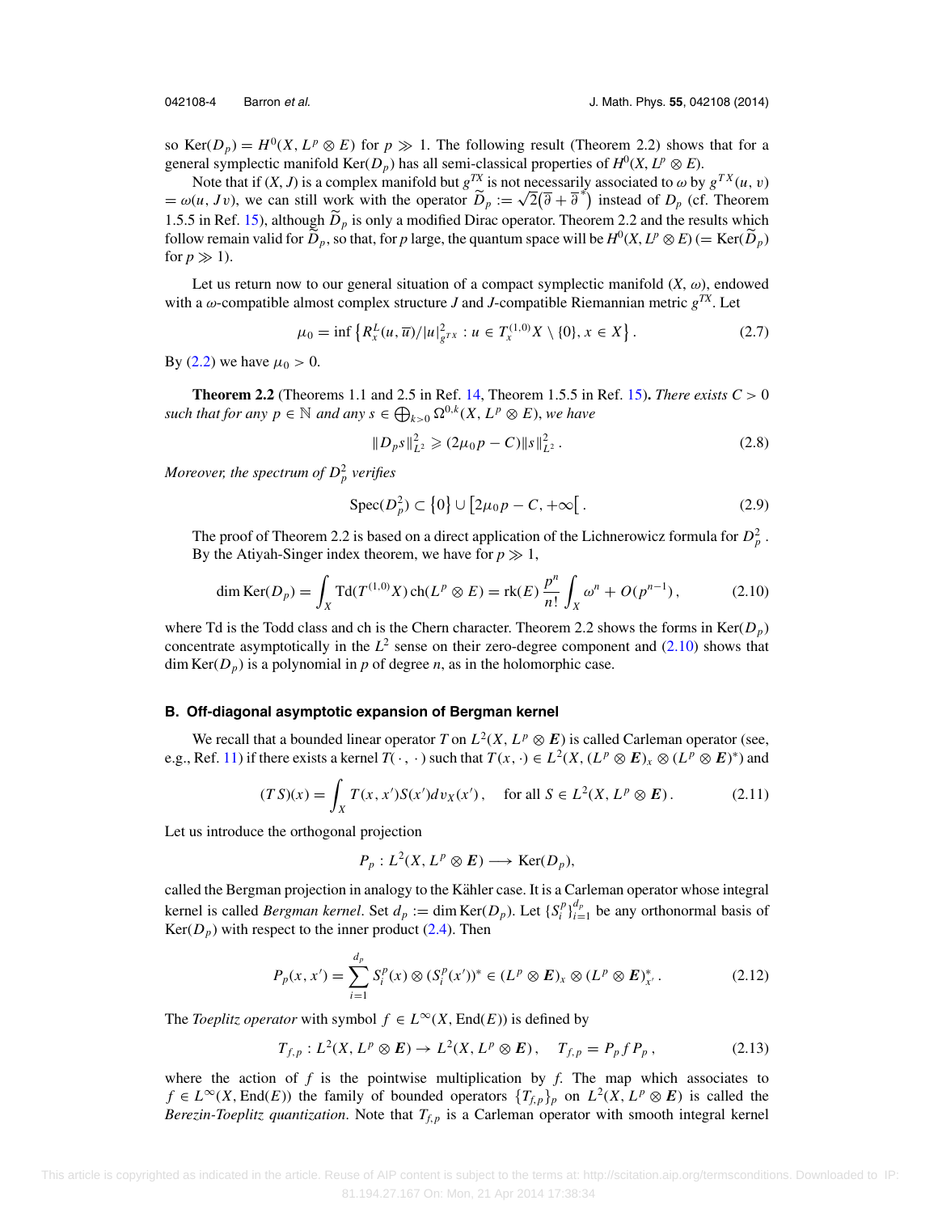so $\operatorname{Ker}(D_p) = H^0(X, L^p \otimes E)$ for $p \gg 1$. The following result (Theorem 2.2) shows that for a general symplectic manifold $\operatorname{Ker}(D_p)$ has all semi-classical properties of $H^0(X, L^p \otimes E)$.

Note that if $(X, J)$ is a complex manifold but $g^{TX}$ is not necessarily associated to $\omega$ by $g^{TX}(u, v) = \omega(u, Jv)$, we can still work with the operator $\widetilde{D}_p := \sqrt{2}\big(\overline{\partial} + \overline{\partial}^*\big)$ instead of $D_p$ (cf. Theorem 1.5.5 in Ref. 15), although $\widetilde{D}_p$ is only a modified Dirac operator. Theorem 2.2 and the results which follow remain valid for $\widetilde{D}_p$, so that, for $p$ large, the quantum space will be $H^0(X, L^p \otimes E)$ $(= \operatorname{Ker}(\widetilde{D}_p)$ for $p \gg 1)$.

Let us return now to our general situation of a compact symplectic manifold $(X, \omega)$, endowed with a $\omega$-compatible almost complex structure $J$ and $J$-compatible Riemannian metric $g^{TX}$. Let

$$\mu_0 = \inf\left\{ R^L_x(u, \overline{u})/|u|^2_{g^{TX}} : u \in T^{(1,0)}_x X \setminus \{0\}, x \in X \right\}. \tag{2.7}$$

By (2.2) we have $\mu_0 > 0$.

**Theorem 2.2** (Theorems 1.1 and 2.5 in Ref. 14, Theorem 1.5.5 in Ref. 15)**.** *There exists $C > 0$ such that for any $p \in \mathbb{N}$ and any $s \in \bigoplus_{k>0} \Omega^{0,k}(X, L^p \otimes E)$, we have*

$$\|D_p s\|^2_{L^2} \geqslant (2\mu_0 p - C)\|s\|^2_{L^2}. \tag{2.8}$$

*Moreover, the spectrum of $D^2_p$ verifies*

$$\operatorname{Spec}(D^2_p) \subset \{0\} \cup \big[2\mu_0 p - C, +\infty\big[. \tag{2.9}$$

The proof of Theorem 2.2 is based on a direct application of the Lichnerowicz formula for $D^2_p$. By the Atiyah-Singer index theorem, we have for $p \gg 1$,

$$\dim \operatorname{Ker}(D_p) = \int_X \operatorname{Td}(T^{(1,0)}X)\operatorname{ch}(L^p \otimes E) = \operatorname{rk}(E)\,\frac{p^n}{n!}\int_X \omega^n + O(p^{n-1}), \tag{2.10}$$

where Td is the Todd class and ch is the Chern character. Theorem 2.2 shows the forms in $\operatorname{Ker}(D_p)$ concentrate asymptotically in the $L^2$ sense on their zero-degree component and (2.10) shows that $\dim \operatorname{Ker}(D_p)$ is a polynomial in $p$ of degree $n$, as in the holomorphic case.

### B. Off-diagonal asymptotic expansion of Bergman kernel

We recall that a bounded linear operator $T$ on $L^2(X, L^p \otimes \boldsymbol{E})$ is called Carleman operator (see, e.g., Ref. 11) if there exists a kernel $T(\cdot\,, \cdot)$ such that $T(x, \cdot) \in L^2(X, (L^p \otimes \boldsymbol{E})_x \otimes (L^p \otimes \boldsymbol{E})^*)$ and

$$(TS)(x) = \int_X T(x, x')S(x')dv_X(x'), \quad \text{for all } S \in L^2(X, L^p \otimes \boldsymbol{E}). \tag{2.11}$$

Let us introduce the orthogonal projection

$$P_p : L^2(X, L^p \otimes \boldsymbol{E}) \longrightarrow \operatorname{Ker}(D_p),$$

called the Bergman projection in analogy to the Kähler case. It is a Carleman operator whose integral kernel is called *Bergman kernel*. Set $d_p := \dim \operatorname{Ker}(D_p)$. Let $\{S^p_i\}_{i=1}^{d_p}$ be any orthonormal basis of $\operatorname{Ker}(D_p)$ with respect to the inner product (2.4). Then

$$P_p(x, x') = \sum_{i=1}^{d_p} S^p_i(x) \otimes (S^p_i(x'))^* \in (L^p \otimes \boldsymbol{E})_x \otimes (L^p \otimes \boldsymbol{E})^*_{x'}. \tag{2.12}$$

The *Toeplitz operator* with symbol $f \in L^\infty(X, \operatorname{End}(E))$ is defined by

$$T_{f,p} : L^2(X, L^p \otimes \boldsymbol{E}) \to L^2(X, L^p \otimes \boldsymbol{E}), \quad T_{f,p} = P_p f P_p, \tag{2.13}$$

where the action of $f$ is the pointwise multiplication by $f$. The map which associates to $f \in L^\infty(X, \operatorname{End}(E))$ the family of bounded operators $\{T_{f,p}\}_p$ on $L^2(X, L^p \otimes \boldsymbol{E})$ is called the *Berezin-Toeplitz quantization*. Note that $T_{f,p}$ is a Carleman operator with smooth integral kernel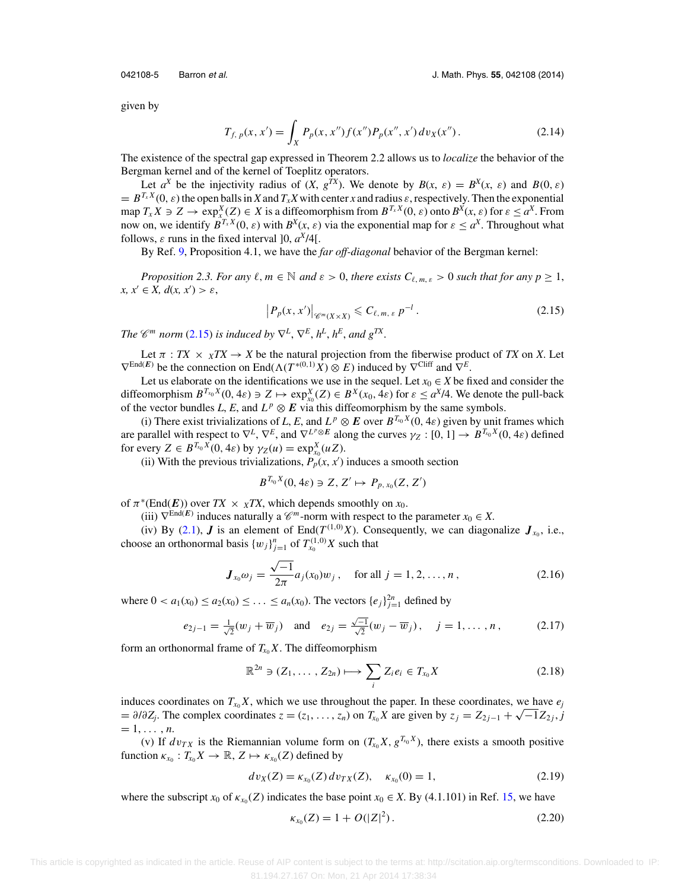given by

$$T_{f,\,p}(x,x') = \int_X P_p(x,x'')f(x'')P_p(x'',x')\,dv_X(x'')\,. \tag{2.14}$$

The existence of the spectral gap expressed in Theorem 2.2 allows us to *localize* the behavior of the Bergman kernel and of the kernel of Toeplitz operators.

Let $a^X$ be the injectivity radius of $(X, g^{TX})$. We denote by $B(x, \varepsilon) = B^X(x, \varepsilon)$ and $B(0, \varepsilon) = B^{T_xX}(0, \varepsilon)$ the open balls in $X$ and $T_xX$ with center $x$ and radius $\varepsilon$, respectively. Then the exponential map $T_xX \ni Z \to \exp^X_x(Z) \in X$ is a diffeomorphism from $B^{T_xX}(0, \varepsilon)$ onto $B^X(x, \varepsilon)$ for $\varepsilon \le a^X$. From now on, we identify $B^{T_xX}(0, \varepsilon)$ with $B^X(x, \varepsilon)$ via the exponential map for $\varepsilon \le a^X$. Throughout what follows, $\varepsilon$ runs in the fixed interval $]0, a^X/4[$.

By Ref. 9, Proposition 4.1, we have the *far off-diagonal* behavior of the Bergman kernel:

*Proposition 2.3. For any $\ell, m \in \mathbb{N}$ and $\varepsilon > 0$, there exists $C_{\ell,m,\varepsilon} > 0$ such that for any $p \ge 1$, $x, x' \in X$, $d(x, x') > \varepsilon$,*

$$\left|P_p(x,x')\right|_{\mathscr{C}^m(X\times X)} \leqslant C_{\ell,m,\varepsilon}\, p^{-l}\,. \tag{2.15}$$

*The $\mathscr{C}^m$ norm (2.15) is induced by $\nabla^L$, $\nabla^E$, $h^L$, $h^E$, and $g^{TX}$.*

Let $\pi : TX \times_X TX \to X$ be the natural projection from the fiberwise product of $TX$ on $X$. Let $\nabla^{\mathrm{End}(\boldsymbol{E})}$ be the connection on $\mathrm{End}(\Lambda(T^{*(0,1)}X) \otimes E)$ induced by $\nabla^{\mathrm{Cliff}}$ and $\nabla^E$.

Let us elaborate on the identifications we use in the sequel. Let $x_0 \in X$ be fixed and consider the diffeomorphism $B^{T_{x_0}X}(0, 4\varepsilon) \ni Z \mapsto \exp^X_{x_0}(Z) \in B^X(x_0, 4\varepsilon)$ for $\varepsilon \le a^X/4$. We denote the pull-back of the vector bundles $L$, $E$, and $L^p \otimes \boldsymbol{E}$ via this diffeomorphism by the same symbols.

(i) There exist trivializations of $L$, $E$, and $L^p \otimes \boldsymbol{E}$ over $B^{T_{x_0}X}(0, 4\varepsilon)$ given by unit frames which are parallel with respect to $\nabla^L$, $\nabla^E$, and $\nabla^{L^p\otimes \boldsymbol{E}}$ along the curves $\gamma_Z : [0, 1] \to B^{T_{x_0}X}(0, 4\varepsilon)$ defined for every $Z \in B^{T_{x_0}X}(0, 4\varepsilon)$ by $\gamma_Z(u) = \exp^X_{x_0}(uZ)$.

(ii) With the previous trivializations, $P_p(x, x')$ induces a smooth section

$$B^{T_{x_0}X}(0, 4\varepsilon) \ni Z, Z' \mapsto P_{p,\,x_0}(Z, Z')$$

of $\pi^*(\mathrm{End}(\boldsymbol{E}))$ over $TX \times_X TX$, which depends smoothly on $x_0$.

(iii) $\nabla^{\mathrm{End}(\boldsymbol{E})}$ induces naturally a $\mathscr{C}^m$-norm with respect to the parameter $x_0 \in X$.

(iv) By (2.1), $\boldsymbol{J}$ is an element of $\mathrm{End}(T^{(1,0)}X)$. Consequently, we can diagonalize $\boldsymbol{J}_{x_0}$, i.e., choose an orthonormal basis $\{w_j\}_{j=1}^n$ of $T^{(1,0)}_{x_0}X$ such that

$$\boldsymbol{J}_{x_0}\omega_j = \frac{\sqrt{-1}}{2\pi}a_j(x_0)w_j\,, \quad \text{for all } j = 1, 2, \ldots, n\,, \tag{2.16}$$

where $0 < a_1(x_0) \le a_2(x_0) \le \ldots \le a_n(x_0)$. The vectors $\{e_j\}_{j=1}^{2n}$ defined by

$$e_{2j-1} = \tfrac{1}{\sqrt{2}}(w_j + \overline{w}_j) \quad \text{and} \quad e_{2j} = \tfrac{\sqrt{-1}}{\sqrt{2}}(w_j - \overline{w}_j)\,, \quad j = 1, \ldots, n\,, \tag{2.17}$$

form an orthonormal frame of $T_{x_0}X$. The diffeomorphism

$$\mathbb{R}^{2n} \ni (Z_1, \ldots, Z_{2n}) \longmapsto \sum_i Z_i e_i \in T_{x_0}X \tag{2.18}$$

induces coordinates on $T_{x_0}X$, which we use throughout the paper. In these coordinates, we have $e_j = \partial/\partial Z_j$. The complex coordinates $z = (z_1, \ldots, z_n)$ on $T_{x_0}X$ are given by $z_j = Z_{2j-1} + \sqrt{-1}Z_{2j}$, $j = 1, \ldots, n$.

(v) If $dv_{TX}$ is the Riemannian volume form on $(T_{x_0}X, g^{T_{x_0}X})$, there exists a smooth positive function $\kappa_{x_0} : T_{x_0}X \to \mathbb{R}$, $Z \mapsto \kappa_{x_0}(Z)$ defined by

$$dv_X(Z) = \kappa_{x_0}(Z)\,dv_{TX}(Z), \quad \kappa_{x_0}(0) = 1, \tag{2.19}$$

where the subscript $x_0$ of $\kappa_{x_0}(Z)$ indicates the base point $x_0 \in X$. By (4.1.101) in Ref. 15, we have

$$\kappa_{x_0}(Z) = 1 + O(|Z|^2)\,. \tag{2.20}$$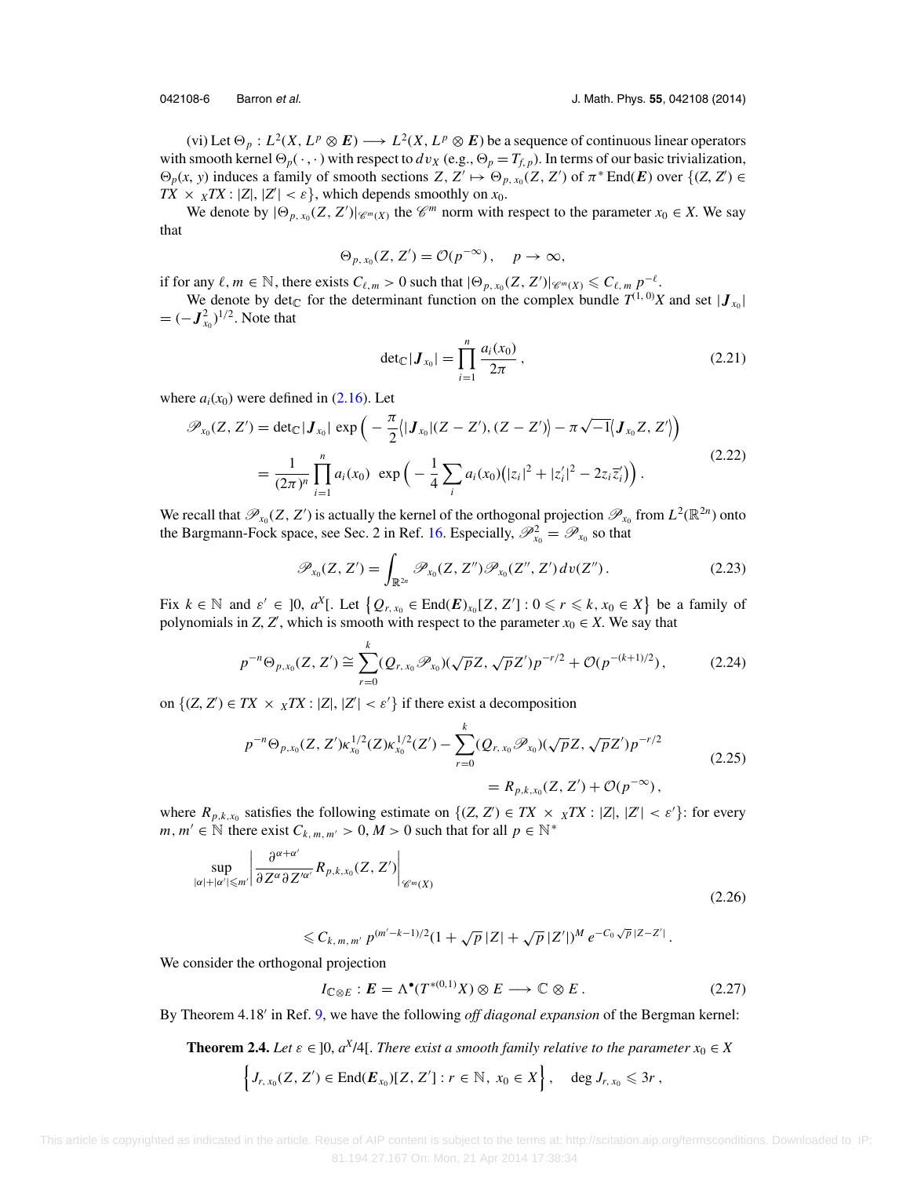(vi) Let $\Theta_p : L^2(X, L^p \otimes \boldsymbol{E}) \longrightarrow L^2(X, L^p \otimes \boldsymbol{E})$ be a sequence of continuous linear operators with smooth kernel $\Theta_p(\cdot, \cdot)$ with respect to $dv_X$ (e.g., $\Theta_p = T_{f,p}$). In terms of our basic trivialization, $\Theta_p(x, y)$ induces a family of smooth sections $Z, Z' \mapsto \Theta_{p,x_0}(Z, Z')$ of $\pi^* \operatorname{End}(\boldsymbol{E})$ over $\{(Z, Z') \in TX \times_X TX : |Z|, |Z'| < \varepsilon\}$, which depends smoothly on $x_0$.

We denote by $|\Theta_{p,x_0}(Z, Z')|_{\mathscr{C}^m(X)}$ the $\mathscr{C}^m$ norm with respect to the parameter $x_0 \in X$. We say that

$$\Theta_{p,x_0}(Z, Z') = \mathcal{O}(p^{-\infty}), \quad p \to \infty,$$

if for any $\ell, m \in \mathbb{N}$, there exists $C_{\ell,m} > 0$ such that $|\Theta_{p,x_0}(Z, Z')|_{\mathscr{C}^m(X)} \leqslant C_{\ell,m}\, p^{-\ell}$.

We denote by $\det_{\mathbb{C}}$ for the determinant function on the complex bundle $T^{(1,0)}X$ and set $|\boldsymbol{J}_{x_0}| = (-\boldsymbol{J}_{x_0}^2)^{1/2}$. Note that

$$\det{}_{\mathbb{C}} |\boldsymbol{J}_{x_0}| = \prod_{i=1}^{n} \frac{a_i(x_0)}{2\pi}, \tag{2.21}$$

where $a_i(x_0)$ were defined in (2.16). Let

$$\begin{aligned}
\mathscr{P}_{x_0}(Z, Z') &= \det{}_{\mathbb{C}} |\boldsymbol{J}_{x_0}| \exp\Big( -\frac{\pi}{2} \big\langle |\boldsymbol{J}_{x_0}|(Z - Z'), (Z - Z')\big\rangle - \pi\sqrt{-1}\big\langle \boldsymbol{J}_{x_0} Z, Z'\big\rangle \Big) \\
&= \frac{1}{(2\pi)^n} \prod_{i=1}^{n} a_i(x_0) \exp\Big( -\frac{1}{4} \sum_i a_i(x_0)\big(|z_i|^2 + |z_i'|^2 - 2 z_i \overline{z}_i'\big) \Big).
\end{aligned} \tag{2.22}$$

We recall that $\mathscr{P}_{x_0}(Z, Z')$ is actually the kernel of the orthogonal projection $\mathscr{P}_{x_0}$ from $L^2(\mathbb{R}^{2n})$ onto the Bargmann-Fock space, see Sec. 2 in Ref. 16. Especially, $\mathscr{P}_{x_0}^2 = \mathscr{P}_{x_0}$ so that

$$\mathscr{P}_{x_0}(Z, Z') = \int_{\mathbb{R}^{2n}} \mathscr{P}_{x_0}(Z, Z'')\mathscr{P}_{x_0}(Z'', Z')\, dv(Z''). \tag{2.23}$$

Fix $k \in \mathbb{N}$ and $\varepsilon' \in\, ]0, a^X[$. Let $\big\{ Q_{r,x_0} \in \operatorname{End}(\boldsymbol{E})_{x_0}[Z, Z'] : 0 \leqslant r \leqslant k, x_0 \in X \big\}$ be a family of polynomials in $Z, Z'$, which is smooth with respect to the parameter $x_0 \in X$. We say that

$$p^{-n}\Theta_{p,x_0}(Z, Z') \cong \sum_{r=0}^{k} (Q_{r,x_0}\mathscr{P}_{x_0})(\sqrt{p}Z, \sqrt{p}Z')p^{-r/2} + \mathcal{O}(p^{-(k+1)/2}), \tag{2.24}$$

on $\big\{(Z, Z') \in TX \times_X TX : |Z|, |Z'| < \varepsilon'\big\}$ if there exist a decomposition

$$\begin{aligned}
p^{-n}\Theta_{p,x_0}(Z, Z')\kappa_{x_0}^{1/2}(Z)\kappa_{x_0}^{1/2}(Z') - \sum_{r=0}^{k} (Q_{r,x_0}\mathscr{P}_{x_0})(\sqrt{p}Z, \sqrt{p}Z')p^{-r/2} \\
= R_{p,k,x_0}(Z, Z') + \mathcal{O}(p^{-\infty}),
\end{aligned} \tag{2.25}$$

where $R_{p,k,x_0}$ satisfies the following estimate on $\{(Z, Z') \in TX \times_X TX : |Z|, |Z'| < \varepsilon'\}$: for every $m, m' \in \mathbb{N}$ there exist $C_{k,m,m'} > 0$, $M > 0$ such that for all $p \in \mathbb{N}^*$

$$\begin{aligned}
&\sup_{|\alpha|+|\alpha'| \leqslant m'} \left| \frac{\partial^{\alpha+\alpha'}}{\partial Z^\alpha \partial Z'^{\alpha'}} R_{p,k,x_0}(Z, Z') \right|_{\mathscr{C}^m(X)} \\
&\qquad \leqslant C_{k,m,m'}\, p^{(m'-k-1)/2}(1 + \sqrt{p}\,|Z| + \sqrt{p}\,|Z'|)^M e^{-C_0\sqrt{p}\,|Z - Z'|}.
\end{aligned} \tag{2.26}$$

We consider the orthogonal projection

$$I_{\mathbb{C}\otimes E} : \boldsymbol{E} = \Lambda^\bullet(T^{*(0,1)}X) \otimes E \longrightarrow \mathbb{C} \otimes E. \tag{2.27}$$

By Theorem 4.18′ in Ref. 9, we have the following *off diagonal expansion* of the Bergman kernel:

**Theorem 2.4.** *Let $\varepsilon \in\, ]0, a^X/4[$. There exist a smooth family relative to the parameter $x_0 \in X$*

$$\Big\{ J_{r,x_0}(Z, Z') \in \operatorname{End}(\boldsymbol{E}_{x_0})[Z, Z'] : r \in \mathbb{N},\ x_0 \in X \Big\}, \quad \deg J_{r,x_0} \leqslant 3r,$$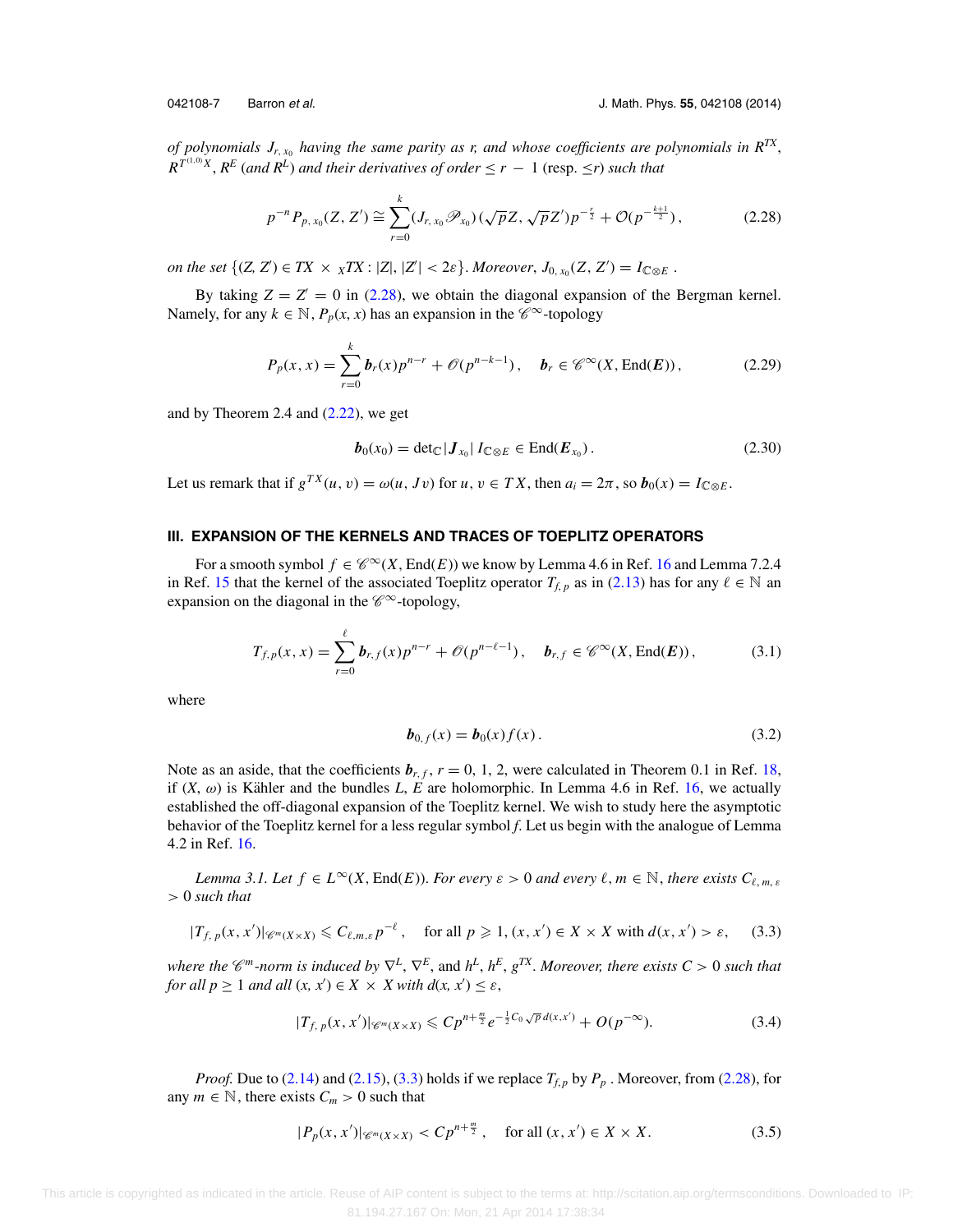*of polynomials $J_{r,\,x_0}$ having the same parity as r, and whose coefficients are polynomials in $R^{TX}$, $R^{T^{(1,0)}X}$, $R^E$ (and $R^L$) and their derivatives of order $\leq r-1$ (resp. $\leq r$) such that*

$$p^{-n}P_{p,\,x_0}(Z,Z')\cong\sum_{r=0}^{k}(J_{r,\,x_0}\mathscr{P}_{x_0})(\sqrt{p}Z,\sqrt{p}Z')p^{-\frac{r}{2}}+\mathcal{O}(p^{-\frac{k+1}{2}}),\tag{2.28}$$

*on the set* $\{(Z,Z')\in TX\times_X TX: |Z|,|Z'|<2\varepsilon\}$. *Moreover,* $J_{0,\,x_0}(Z,Z')=I_{\mathbb{C}\otimes E}$ .

By taking $Z=Z'=0$ in (2.28), we obtain the diagonal expansion of the Bergman kernel. Namely, for any $k\in\mathbb{N}$, $P_p(x,x)$ has an expansion in the $\mathscr{C}^\infty$-topology

$$P_p(x,x)=\sum_{r=0}^{k}\boldsymbol{b}_r(x)p^{n-r}+\mathscr{O}(p^{n-k-1}),\quad \boldsymbol{b}_r\in\mathscr{C}^\infty(X,\mathrm{End}(\boldsymbol{E})),\tag{2.29}$$

and by Theorem 2.4 and (2.22), we get

$$\boldsymbol{b}_0(x_0)=\det{}_{\mathbb{C}}|\boldsymbol{J}_{x_0}|\,I_{\mathbb{C}\otimes E}\in\mathrm{End}(\boldsymbol{E}_{x_0}).\tag{2.30}$$

Let us remark that if $g^{TX}(u,v)=\omega(u,Jv)$ for $u,v\in TX$, then $a_i=2\pi$, so $\boldsymbol{b}_0(x)=I_{\mathbb{C}\otimes E}$.

## III. EXPANSION OF THE KERNELS AND TRACES OF TOEPLITZ OPERATORS

For a smooth symbol $f\in\mathscr{C}^\infty(X,\mathrm{End}(E))$ we know by Lemma 4.6 in Ref. 16 and Lemma 7.2.4 in Ref. 15 that the kernel of the associated Toeplitz operator $T_{f,\,p}$ as in (2.13) has for any $\ell\in\mathbb{N}$ an expansion on the diagonal in the $\mathscr{C}^\infty$-topology,

$$T_{f,p}(x,x)=\sum_{r=0}^{\ell}\boldsymbol{b}_{r,f}(x)p^{n-r}+\mathscr{O}(p^{n-\ell-1}),\quad \boldsymbol{b}_{r,f}\in\mathscr{C}^\infty(X,\mathrm{End}(\boldsymbol{E})),\tag{3.1}$$

where

$$\boldsymbol{b}_{0,f}(x)=\boldsymbol{b}_0(x)f(x).\tag{3.2}$$

Note as an aside, that the coefficients $\boldsymbol{b}_{r,f}$, $r=0,1,2$, were calculated in Theorem 0.1 in Ref. 18, if $(X,\omega)$ is Kähler and the bundles $L$, $E$ are holomorphic. In Lemma 4.6 in Ref. 16, we actually established the off-diagonal expansion of the Toeplitz kernel. We wish to study here the asymptotic behavior of the Toeplitz kernel for a less regular symbol $f$. Let us begin with the analogue of Lemma 4.2 in Ref. 16.

*Lemma 3.1. Let* $f\in L^\infty(X,\mathrm{End}(E))$. *For every* $\varepsilon>0$ *and every* $\ell,m\in\mathbb{N}$, *there exists* $C_{\ell,\,m,\,\varepsilon}>0$ *such that*

$$|T_{f,\,p}(x,x')|_{\mathscr{C}^m(X\times X)}\leqslant C_{\ell,m,\varepsilon}\,p^{-\ell},\quad \text{for all } p\geqslant 1,\ (x,x')\in X\times X \text{ with } d(x,x')>\varepsilon,\tag{3.3}$$

*where the* $\mathscr{C}^m$*-norm is induced by* $\nabla^L$, $\nabla^E$, *and* $h^L$, $h^E$, $g^{TX}$. *Moreover, there exists* $C>0$ *such that for all* $p\geq 1$ *and all* $(x,x')\in X\times X$ *with* $d(x,x')\leq\varepsilon$,

$$|T_{f,\,p}(x,x')|_{\mathscr{C}^m(X\times X)}\leqslant C p^{n+\frac{m}{2}}e^{-\frac{1}{2}C_0\sqrt{p}\,d(x,x')}+O(p^{-\infty}).\tag{3.4}$$

*Proof.* Due to (2.14) and (2.15), (3.3) holds if we replace $T_{f,p}$ by $P_p$ . Moreover, from (2.28), for any $m\in\mathbb{N}$, there exists $C_m>0$ such that

$$|P_p(x,x')|_{\mathscr{C}^m(X\times X)}<Cp^{n+\frac{m}{2}},\quad \text{for all } (x,x')\in X\times X.\tag{3.5}$$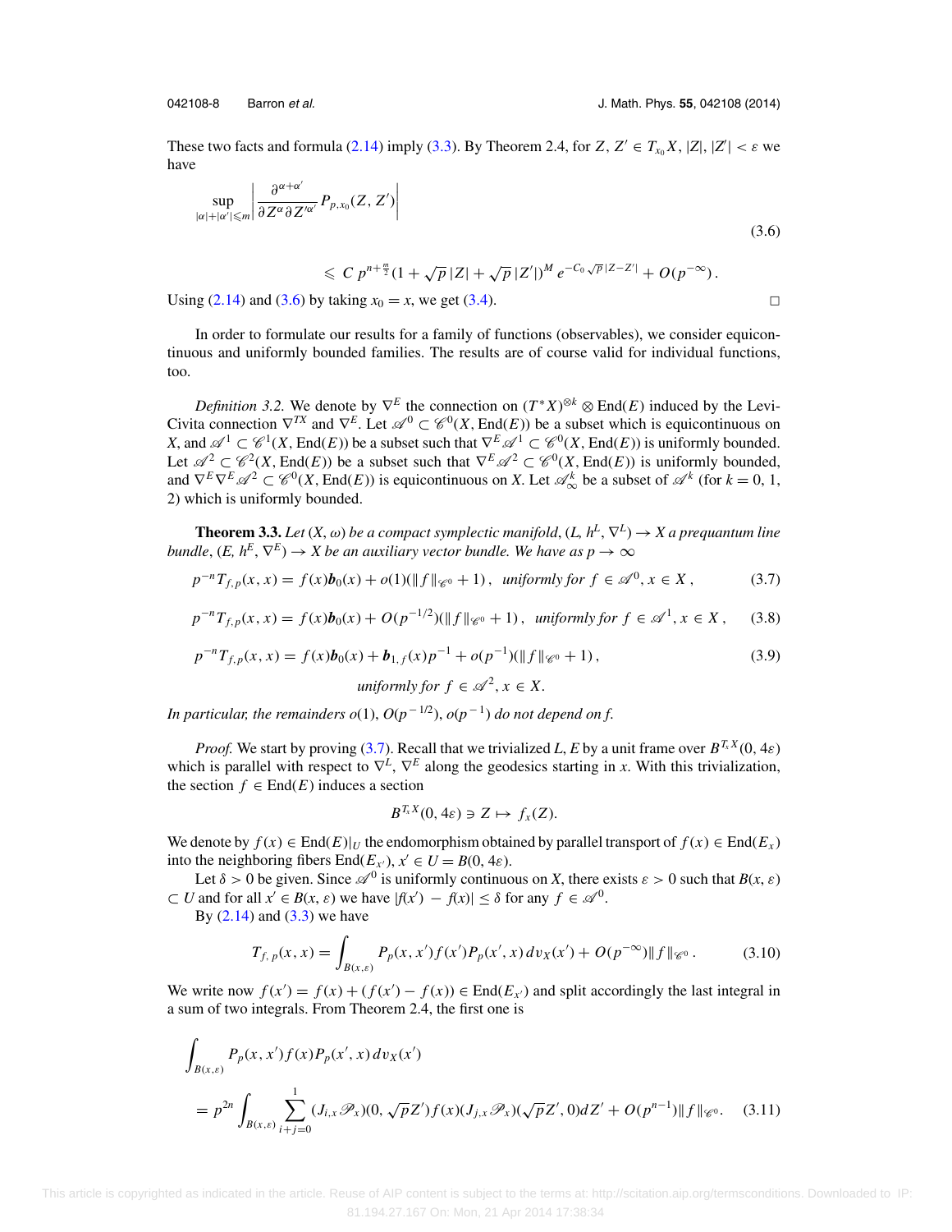These two facts and formula (2.14) imply (3.3). By Theorem 2.4, for $Z, Z' \in T_{x_0}X$, $|Z|, |Z'| < \varepsilon$ we have

$$\sup_{|\alpha|+|\alpha'|\leqslant m} \left| \frac{\partial^{\alpha+\alpha'}}{\partial Z^{\alpha} \partial Z'^{\alpha'}} P_{p,x_0}(Z, Z') \right| \tag{3.6}$$

$$\leqslant C\, p^{n+\frac{m}{2}} (1 + \sqrt{p}\,|Z| + \sqrt{p}\,|Z'|)^M\, e^{-C_0 \sqrt{p}\,|Z-Z'|} + O(p^{-\infty}).$$

Using (2.14) and (3.6) by taking $x_0 = x$, we get (3.4). □

In order to formulate our results for a family of functions (observables), we consider equicontinuous and uniformly bounded families. The results are of course valid for individual functions, too.

*Definition 3.2.* We denote by $\nabla^E$ the connection on $(T^*X)^{\otimes k} \otimes \mathrm{End}(E)$ induced by the Levi-Civita connection $\nabla^{TX}$ and $\nabla^E$. Let $\mathscr{A}^0 \subset \mathscr{C}^0(X, \mathrm{End}(E))$ be a subset which is equicontinuous on $X$, and $\mathscr{A}^1 \subset \mathscr{C}^1(X, \mathrm{End}(E))$ be a subset such that $\nabla^E \mathscr{A}^1 \subset \mathscr{C}^0(X, \mathrm{End}(E))$ is uniformly bounded. Let $\mathscr{A}^2 \subset \mathscr{C}^2(X, \mathrm{End}(E))$ be a subset such that $\nabla^E \mathscr{A}^2 \subset \mathscr{C}^0(X, \mathrm{End}(E))$ is uniformly bounded, and $\nabla^E \nabla^E \mathscr{A}^2 \subset \mathscr{C}^0(X, \mathrm{End}(E))$ is equicontinuous on $X$. Let $\mathscr{A}^k_\infty$ be a subset of $\mathscr{A}^k$ (for $k = 0, 1, 2$) which is uniformly bounded.

**Theorem 3.3.** *Let $(X, \omega)$ be a compact symplectic manifold, $(L, h^L, \nabla^L) \to X$ a prequantum line bundle, $(E, h^E, \nabla^E) \to X$ be an auxiliary vector bundle. We have as $p \to \infty$*

$$p^{-n} T_{f,p}(x, x) = f(x)\boldsymbol{b}_0(x) + o(1)(\|f\|_{\mathscr{C}^0} + 1), \quad \textit{uniformly for } f \in \mathscr{A}^0, x \in X, \tag{3.7}$$

$$p^{-n} T_{f,p}(x, x) = f(x)\boldsymbol{b}_0(x) + O(p^{-1/2})(\|f\|_{\mathscr{C}^0} + 1), \quad \textit{uniformly for } f \in \mathscr{A}^1, x \in X, \tag{3.8}$$

$$p^{-n} T_{f,p}(x, x) = f(x)\boldsymbol{b}_0(x) + \boldsymbol{b}_{1,f}(x)p^{-1} + o(p^{-1})(\|f\|_{\mathscr{C}^0} + 1), \tag{3.9}$$

$$\textit{uniformly for } f \in \mathscr{A}^2, x \in X.$$

*In particular, the remainders $o(1)$, $O(p^{-1/2})$, $o(p^{-1})$ do not depend on $f$.*

*Proof.* We start by proving (3.7). Recall that we trivialized $L, E$ by a unit frame over $B^{T_xX}(0, 4\varepsilon)$ which is parallel with respect to $\nabla^L$, $\nabla^E$ along the geodesics starting in $x$. With this trivialization, the section $f \in \mathrm{End}(E)$ induces a section

$$B^{T_xX}(0, 4\varepsilon) \ni Z \mapsto f_x(Z).$$

We denote by $f(x) \in \mathrm{End}(E)|_U$ the endomorphism obtained by parallel transport of $f(x) \in \mathrm{End}(E_x)$ into the neighboring fibers $\mathrm{End}(E_{x'})$, $x' \in U = B(0, 4\varepsilon)$.

Let $\delta > 0$ be given. Since $\mathscr{A}^0$ is uniformly continuous on $X$, there exists $\varepsilon > 0$ such that $B(x, \varepsilon) \subset U$ and for all $x' \in B(x, \varepsilon)$ we have $|f(x') - f(x)| \le \delta$ for any $f \in \mathscr{A}^0$.

By (2.14) and (3.3) we have

$$T_{f,\,p}(x, x) = \int_{B(x,\varepsilon)} P_p(x, x') f(x') P_p(x', x)\, dv_X(x') + O(p^{-\infty})\|f\|_{\mathscr{C}^0}. \tag{3.10}$$

We write now $f(x') = f(x) + (f(x') - f(x)) \in \mathrm{End}(E_{x'})$ and split accordingly the last integral in a sum of two integrals. From Theorem 2.4, the first one is

$$\int_{B(x,\varepsilon)} P_p(x, x') f(x) P_p(x', x)\, dv_X(x')$$

$$= p^{2n} \int_{B(x,\varepsilon)} \sum_{i+j=0}^{1} (J_{i,x}\mathscr{P}_x)(0, \sqrt{p}Z') f(x) (J_{j,x}\mathscr{P}_x)(\sqrt{p}Z', 0) dZ' + O(p^{n-1})\|f\|_{\mathscr{C}^0}. \tag{3.11}$$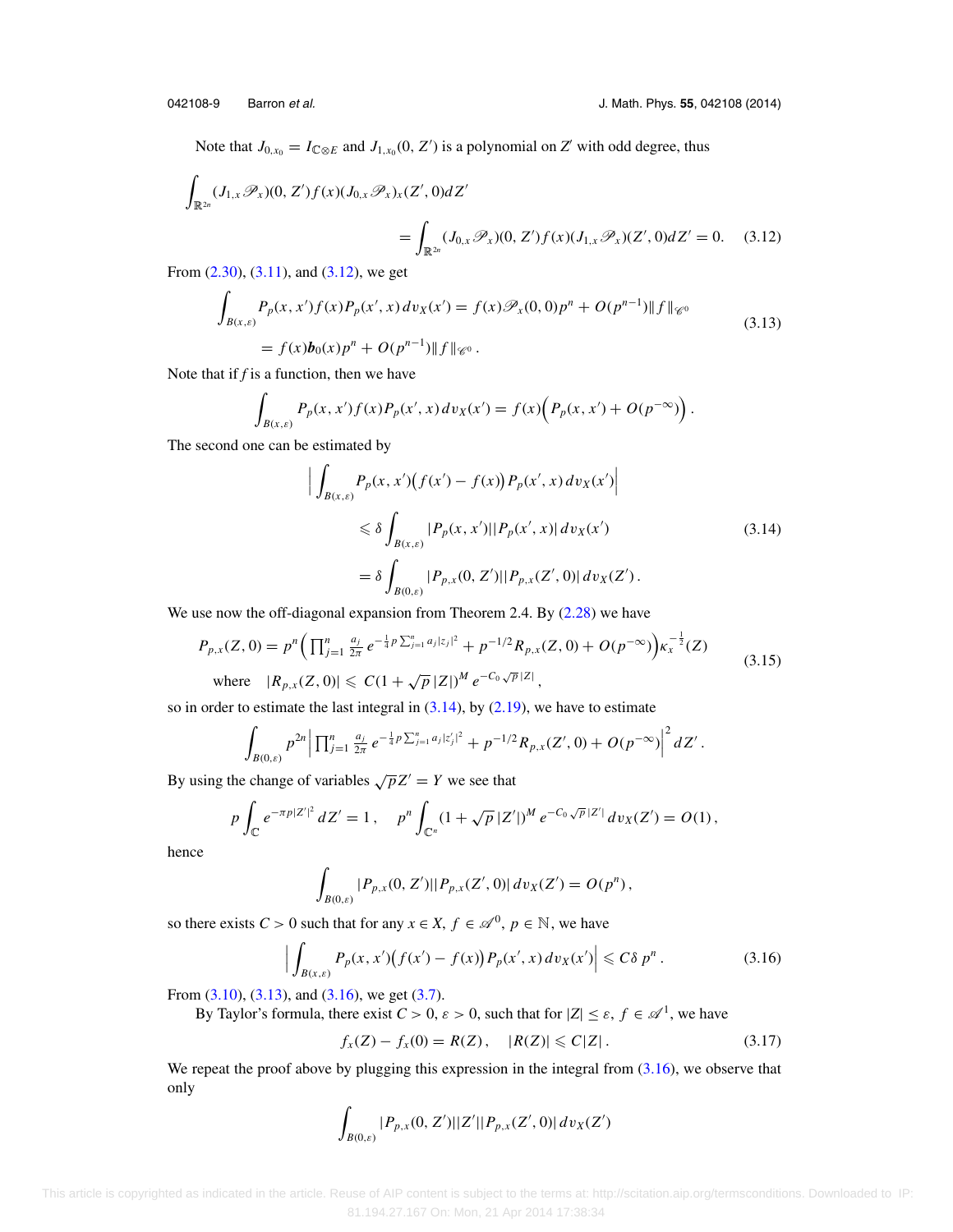Note that $J_{0,x_0} = I_{\mathbb{C}\otimes E}$ and $J_{1,x_0}(0, Z')$ is a polynomial on $Z'$ with odd degree, thus

$$\int_{\mathbb{R}^{2n}} (J_{1,x}\mathscr{P}_x)(0, Z') f(x) (J_{0,x}\mathscr{P}_x)_x(Z', 0) dZ' \\ = \int_{\mathbb{R}^{2n}} (J_{0,x}\mathscr{P}_x)(0, Z') f(x) (J_{1,x}\mathscr{P}_x)(Z', 0) dZ' = 0. \tag{3.12}$$

From (2.30), (3.11), and (3.12), we get

$$\begin{aligned} \int_{B(x,\varepsilon)} P_p(x, x') f(x) P_p(x', x)\, dv_X(x') &= f(x)\mathscr{P}_x(0, 0) p^n + O(p^{n-1})\|f\|_{\mathscr{C}^0} \\ &= f(x)\boldsymbol{b}_0(x) p^n + O(p^{n-1})\|f\|_{\mathscr{C}^0}\,. \end{aligned} \tag{3.13}$$

Note that if $f$ is a function, then we have

$$\int_{B(x,\varepsilon)} P_p(x, x') f(x) P_p(x', x)\, dv_X(x') = f(x)\Big( P_p(x, x') + O(p^{-\infty})\Big)\,.$$

The second one can be estimated by

$$\begin{aligned} \Big| \int_{B(x,\varepsilon)} & P_p(x, x')\big(f(x') - f(x)\big) P_p(x', x)\, dv_X(x')\Big| \\ &\leqslant \delta \int_{B(x,\varepsilon)} |P_p(x, x')||P_p(x', x)|\, dv_X(x') \\ &= \delta \int_{B(0,\varepsilon)} |P_{p,x}(0, Z')||P_{p,x}(Z', 0)|\, dv_X(Z')\,. \end{aligned} \tag{3.14}$$

We use now the off-diagonal expansion from Theorem 2.4. By (2.28) we have

$$\begin{aligned} P_{p,x}(Z, 0) &= p^n \Big( \textstyle\prod_{j=1}^n \frac{a_j}{2\pi}\, e^{-\frac{1}{4} p \sum_{j=1}^n a_j |z_j|^2} + p^{-1/2} R_{p,x}(Z, 0) + O(p^{-\infty})\Big) \kappa_x^{-\frac{1}{2}}(Z) \\ &\text{where} \quad |R_{p,x}(Z, 0)| \leqslant C(1 + \sqrt{p}\,|Z|)^M e^{-C_0 \sqrt{p}\,|Z|}\,, \end{aligned} \tag{3.15}$$

so in order to estimate the last integral in (3.14), by (2.19), we have to estimate

$$\int_{B(0,\varepsilon)} p^{2n} \Big| \textstyle\prod_{j=1}^n \frac{a_j}{2\pi}\, e^{-\frac{1}{4} p \sum_{j=1}^n a_j |z'_j|^2} + p^{-1/2} R_{p,x}(Z', 0) + O(p^{-\infty})\Big|^2 dZ'\,.$$

By using the change of variables $\sqrt{p}Z' = Y$ we see that

$$p \int_{\mathbb{C}} e^{-\pi p|Z'|^2}\, dZ' = 1\,, \quad p^n \int_{\mathbb{C}^n} (1 + \sqrt{p}\,|Z'|)^M e^{-C_0 \sqrt{p}\,|Z'|}\, dv_X(Z') = O(1)\,,$$

hence

$$\int_{B(0,\varepsilon)} |P_{p,x}(0, Z')||P_{p,x}(Z', 0)|\, dv_X(Z') = O(p^n)\,,$$

so there exists $C > 0$ such that for any $x \in X$, $f \in \mathscr{A}^0$, $p \in \mathbb{N}$, we have

$$\Big| \int_{B(x,\varepsilon)} P_p(x, x')\big(f(x') - f(x)\big) P_p(x', x)\, dv_X(x')\Big| \leqslant C\delta\, p^n\,. \tag{3.16}$$

From (3.10), (3.13), and (3.16), we get (3.7).

By Taylor's formula, there exist $C > 0$, $\varepsilon > 0$, such that for $|Z| \leq \varepsilon$, $f \in \mathscr{A}^1$, we have

$$f_x(Z) - f_x(0) = R(Z)\,, \quad |R(Z)| \leqslant C|Z|\,. \tag{3.17}$$

We repeat the proof above by plugging this expression in the integral from (3.16), we observe that only

$$\int_{B(0,\varepsilon)} |P_{p,x}(0, Z')||Z'||P_{p,x}(Z', 0)|\, dv_X(Z')$$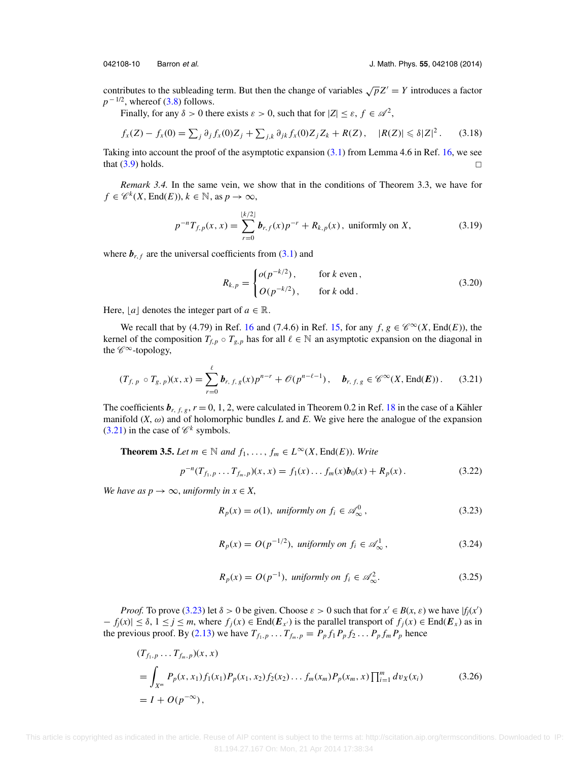contributes to the subleading term. But then the change of variables $\sqrt{p}Z' = Y$ introduces a factor $p^{-1/2}$, whereof (3.8) follows.

Finally, for any $\delta > 0$ there exists $\varepsilon > 0$, such that for $|Z| \le \varepsilon$, $f \in \mathscr{A}^2$,

$$f_x(Z) - f_x(0) = \sum_j \partial_j f_x(0) Z_j + \sum_{j,k} \partial_{jk} f_x(0) Z_j Z_k + R(Z)\,, \quad |R(Z)| \leqslant \delta |Z|^2\,. \tag{3.18}$$

Taking into account the proof of the asymptotic expansion (3.1) from Lemma 4.6 in Ref. 16, we see that (3.9) holds. □

*Remark 3.4.* In the same vein, we show that in the conditions of Theorem 3.3, we have for $f \in \mathscr{C}^k(X, \mathrm{End}(E))$, $k \in \mathbb{N}$, as $p \to \infty$,

$$p^{-n} T_{f,p}(x,x) = \sum_{r=0}^{\lfloor k/2 \rfloor} \boldsymbol{b}_{r,f}(x) p^{-r} + R_{k,p}(x)\,, \text{ uniformly on } X, \tag{3.19}$$

where $\boldsymbol{b}_{r,f}$ are the universal coefficients from (3.1) and

$$R_{k,p} = \begin{cases} o(p^{-k/2})\,, & \text{for } k \text{ even}\,, \\ O(p^{-k/2})\,, & \text{for } k \text{ odd}\,. \end{cases} \tag{3.20}$$

Here, $\lfloor a \rfloor$ denotes the integer part of $a \in \mathbb{R}$.

We recall that by (4.79) in Ref. 16 and (7.4.6) in Ref. 15, for any $f, g \in \mathscr{C}^\infty(X, \mathrm{End}(E))$, the kernel of the composition $T_{f,p} \circ T_{g,p}$ has for all $\ell \in \mathbb{N}$ an asymptotic expansion on the diagonal in the $\mathscr{C}^\infty$-topology,

$$(T_{f,\,p} \circ T_{g,\,p})(x,x) = \sum_{r=0}^{\ell} \boldsymbol{b}_{r,\,f,\,g}(x) p^{n-r} + \mathscr{O}(p^{n-\ell-1})\,, \quad \boldsymbol{b}_{r,\,f,\,g} \in \mathscr{C}^\infty(X, \mathrm{End}(\boldsymbol{E}))\,. \tag{3.21}$$

The coefficients $\boldsymbol{b}_{r,\,f,\,g}$, $r = 0, 1, 2$, were calculated in Theorem 0.2 in Ref. 18 in the case of a Kähler manifold $(X, \omega)$ and of holomorphic bundles $L$ and $E$. We give here the analogue of the expansion (3.21) in the case of $\mathscr{C}^k$ symbols.

**Theorem 3.5.** *Let $m \in \mathbb{N}$ and $f_1, \ldots, f_m \in L^\infty(X, \mathrm{End}(E))$. Write*

$$p^{-n}(T_{f_1,p} \ldots T_{f_m,p})(x,x) = f_1(x) \ldots f_m(x) \boldsymbol{b}_0(x) + R_p(x)\,. \tag{3.22}$$

*We have as $p \to \infty$, uniformly in $x \in X$,*

$$R_p(x) = o(1),\ \textit{uniformly on } f_i \in \mathscr{A}^0_\infty\,, \tag{3.23}$$

$$R_p(x) = O(p^{-1/2}),\ \textit{uniformly on } f_i \in \mathscr{A}^1_\infty\,, \tag{3.24}$$

$$R_p(x) = O(p^{-1}),\ \textit{uniformly on } f_i \in \mathscr{A}^2_\infty. \tag{3.25}$$

*Proof.* To prove (3.23) let $\delta > 0$ be given. Choose $\varepsilon > 0$ such that for $x' \in B(x, \varepsilon)$ we have $|f_j(x') - f_j(x)| \le \delta$, $1 \le j \le m$, where $f_j(x) \in \mathrm{End}(\boldsymbol{E}_{x'})$ is the parallel transport of $f_j(x) \in \mathrm{End}(\boldsymbol{E}_x)$ as in the previous proof. By (2.13) we have $T_{f_1,p} \ldots T_{f_m,p} = P_p f_1 P_p f_2 \ldots P_p f_m P_p$ hence

$$\begin{aligned}
&(T_{f_1,p} \ldots T_{f_m,p})(x,x) \\
&= \int_{X^m} P_p(x, x_1) f_1(x_1) P_p(x_1, x_2) f_2(x_2) \ldots f_m(x_m) P_p(x_m, x) \textstyle\prod_{i=1}^m dv_X(x_i) \\
&= I + O(p^{-\infty})\,,
\end{aligned} \tag{3.26}$$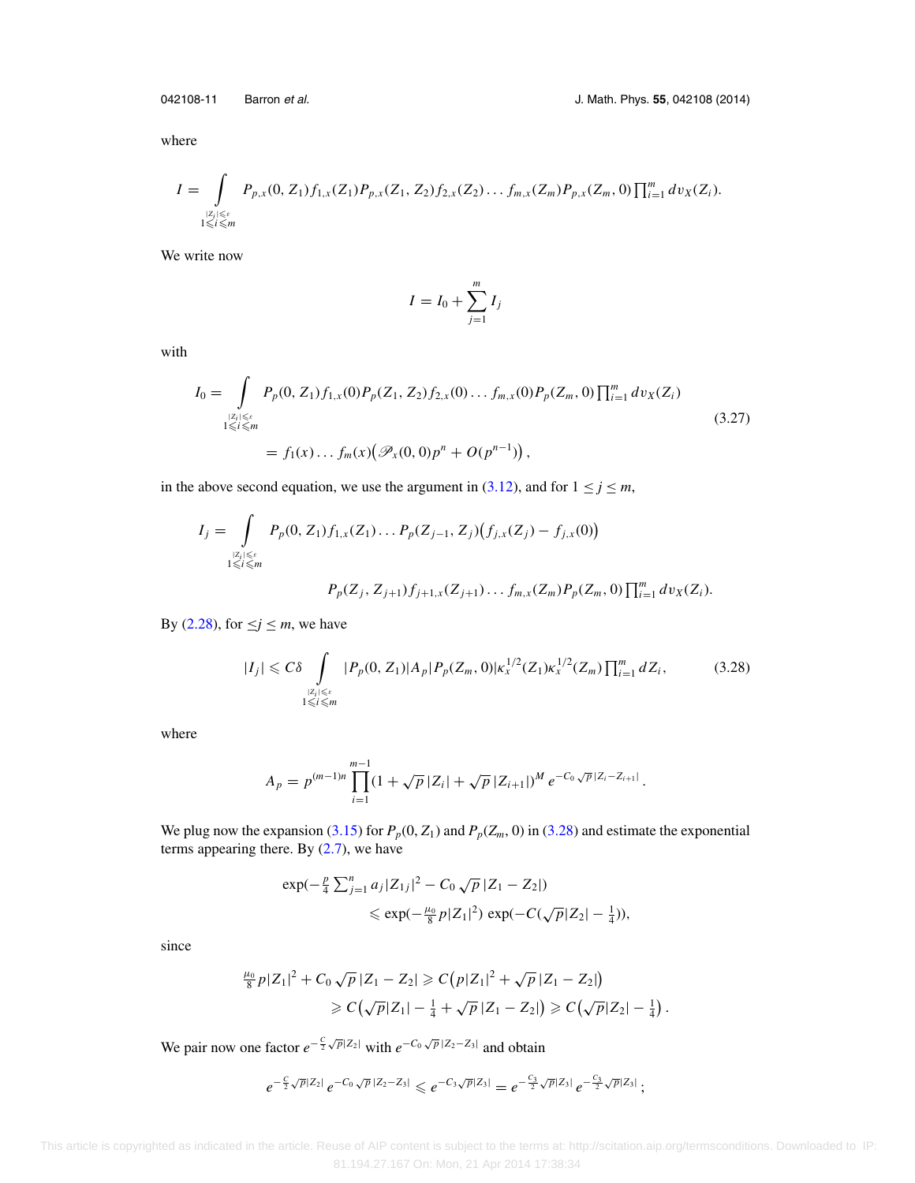where

$$I = \int_{\substack{|Z_i|\leqslant\varepsilon \\ 1\leqslant i\leqslant m}} P_{p,x}(0, Z_1) f_{1,x}(Z_1) P_{p,x}(Z_1, Z_2) f_{2,x}(Z_2) \ldots f_{m,x}(Z_m) P_{p,x}(Z_m, 0) \prod_{i=1}^m dv_X(Z_i).$$

We write now

$$I = I_0 + \sum_{j=1}^m I_j$$

with

$$\begin{aligned} I_0 &= \int_{\substack{|Z_i|\leqslant\varepsilon \\ 1\leqslant i\leqslant m}} P_p(0, Z_1) f_{1,x}(0) P_p(Z_1, Z_2) f_{2,x}(0) \ldots f_{m,x}(0) P_p(Z_m, 0) \prod_{i=1}^m dv_X(Z_i) \\ &= f_1(x) \ldots f_m(x) \big( \mathscr{P}_x(0,0) p^n + O(p^{n-1}) \big) , \end{aligned} \tag{3.27}$$

in the above second equation, we use the argument in (3.12), and for $1 \leq j \leq m$,

$$\begin{aligned} I_j = \int_{\substack{|Z_i|\leqslant\varepsilon \\ 1\leqslant i\leqslant m}} & P_p(0, Z_1) f_{1,x}(Z_1) \ldots P_p(Z_{j-1}, Z_j) \big( f_{j,x}(Z_j) - f_{j,x}(0) \big) \\ & P_p(Z_j, Z_{j+1}) f_{j+1,x}(Z_{j+1}) \ldots f_{m,x}(Z_m) P_p(Z_m, 0) \prod_{i=1}^m dv_X(Z_i). \end{aligned}$$

By (2.28), for $\leq j \leq m$, we have

$$|I_j| \leqslant C\delta \int_{\substack{|Z_i|\leqslant\varepsilon \\ 1\leqslant i\leqslant m}} |P_p(0, Z_1)| A_p |P_p(Z_m, 0)| \kappa_x^{1/2}(Z_1) \kappa_x^{1/2}(Z_m) \prod_{i=1}^m dZ_i, \tag{3.28}$$

where

$$A_p = p^{(m-1)n} \prod_{i=1}^{m-1} (1 + \sqrt{p}\,|Z_i| + \sqrt{p}\,|Z_{i+1}|)^M \, e^{-C_0 \sqrt{p}\,|Z_i - Z_{i+1}|} .$$

We plug now the expansion (3.15) for $P_p(0, Z_1)$ and $P_p(Z_m, 0)$ in (3.28) and estimate the exponential terms appearing there. By (2.7), we have

$$\begin{aligned} \exp(-\tfrac{p}{4} \textstyle\sum_{j=1}^n a_j |Z_{1j}|^2 - C_0 \sqrt{p}\,|Z_1 - Z_2|) & \\ \leqslant \exp(-\tfrac{\mu_0}{8} p |Z_1|^2) & \exp(-C(\sqrt{p}|Z_2| - \tfrac{1}{4})), \end{aligned}$$

since

$$\begin{aligned} \tfrac{\mu_0}{8} p |Z_1|^2 + C_0 \sqrt{p}\,|Z_1 - Z_2| &\geqslant C \big( p|Z_1|^2 + \sqrt{p}\,|Z_1 - Z_2| \big) \\ &\geqslant C \big( \sqrt{p}|Z_1| - \tfrac{1}{4} + \sqrt{p}\,|Z_1 - Z_2| \big) \geqslant C \big( \sqrt{p}|Z_2| - \tfrac{1}{4} \big) . \end{aligned}$$

We pair now one factor $e^{-\frac{C}{2}\sqrt{p}|Z_2|}$ with $e^{-C_0\sqrt{p}\,|Z_2 - Z_3|}$ and obtain

$$e^{-\frac{C}{2}\sqrt{p}|Z_2|} \, e^{-C_0 \sqrt{p}\,|Z_2 - Z_3|} \leqslant e^{-C_3 \sqrt{p}|Z_3|} = e^{-\frac{C_3}{2}\sqrt{p}|Z_3|} \, e^{-\frac{C_3}{2}\sqrt{p}|Z_3|} ;$$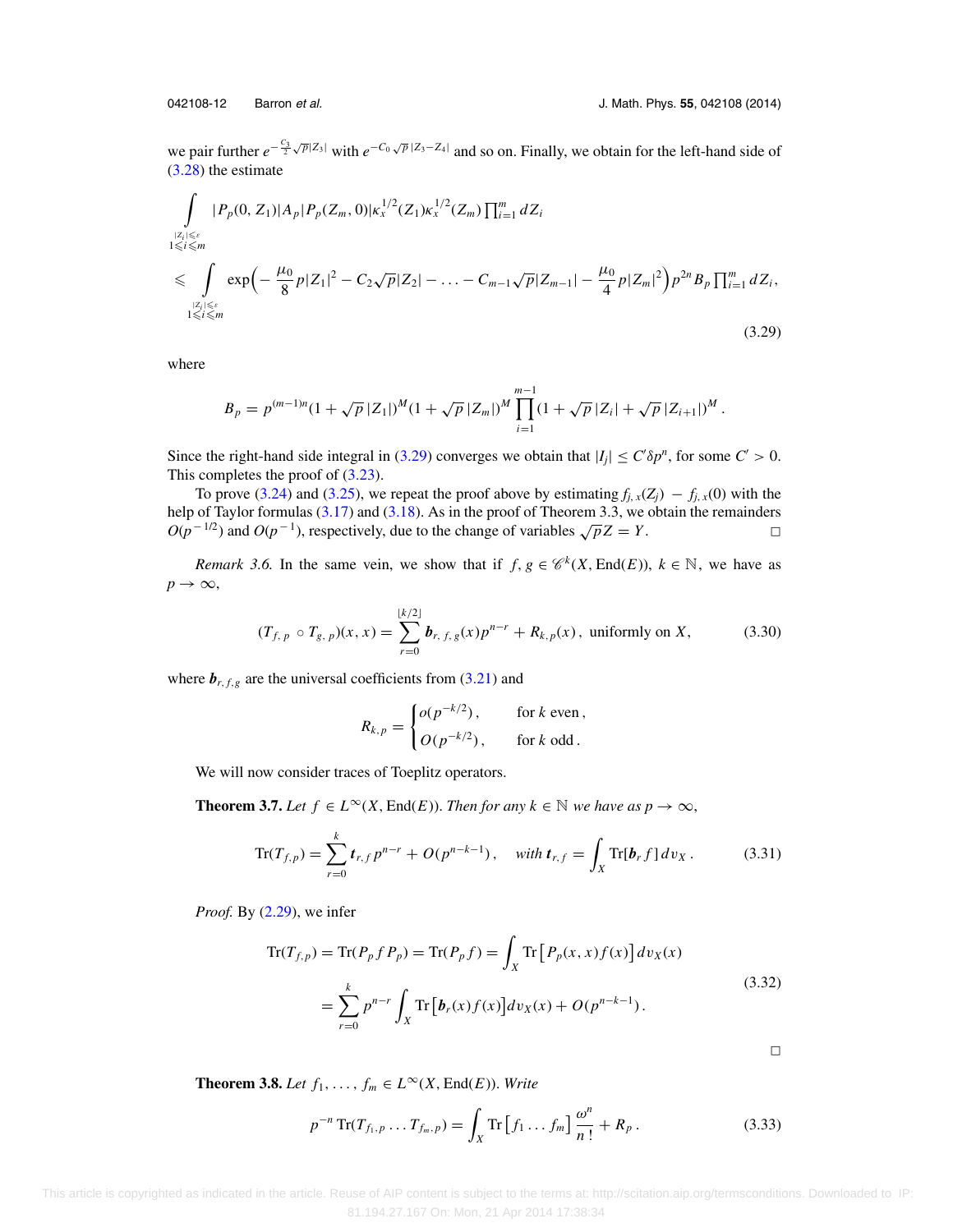we pair further $e^{-\frac{C_3}{2}\sqrt{p}|Z_3|}$ with $e^{-C_0\sqrt{p}\,|Z_3-Z_4|}$ and so on. Finally, we obtain for the left-hand side of (3.28) the estimate

$$
\begin{aligned}
&\int\limits_{\substack{|Z_i|\leqslant\varepsilon\\ 1\leqslant i\leqslant m}} |P_p(0,Z_1)|A_p|P_p(Z_m,0)|\kappa_x^{1/2}(Z_1)\kappa_x^{1/2}(Z_m)\textstyle\prod_{i=1}^m dZ_i\\
&\leqslant \int\limits_{\substack{|Z_i|\leqslant\varepsilon\\ 1\leqslant i\leqslant m}} \exp\Big(-\frac{\mu_0}{8}p|Z_1|^2 - C_2\sqrt{p}|Z_2| - \ldots - C_{m-1}\sqrt{p}|Z_{m-1}| - \frac{\mu_0}{4}p|Z_m|^2\Big)p^{2n}B_p\textstyle\prod_{i=1}^m dZ_i,
\end{aligned}
\tag{3.29}
$$

where

$$
B_p = p^{(m-1)n}(1+\sqrt{p}\,|Z_1|)^M(1+\sqrt{p}\,|Z_m|)^M\prod_{i=1}^{m-1}(1+\sqrt{p}\,|Z_i|+\sqrt{p}\,|Z_{i+1}|)^M\,.
$$

Since the right-hand side integral in (3.29) converges we obtain that $|I_j| \leq C'\delta p^n$, for some $C' > 0$. This completes the proof of (3.23).

To prove (3.24) and (3.25), we repeat the proof above by estimating $f_{j,x}(Z_j) - f_{j,x}(0)$ with the help of Taylor formulas (3.17) and (3.18). As in the proof of Theorem 3.3, we obtain the remainders $O(p^{-1/2})$ and $O(p^{-1})$, respectively, due to the change of variables $\sqrt{p}Z = Y$. □

*Remark 3.6.* In the same vein, we show that if $f, g \in \mathscr{C}^k(X, \mathrm{End}(E))$, $k \in \mathbb{N}$, we have as $p \to \infty$,

$$
(T_{f,\,p} \circ T_{g,\,p})(x,x) = \sum_{r=0}^{\lfloor k/2\rfloor} \boldsymbol{b}_{r,\,f,\,g}(x)p^{n-r} + R_{k,\,p}(x)\,,\ \text{uniformly on } X, \tag{3.30}
$$

where $\boldsymbol{b}_{r,f,g}$ are the universal coefficients from (3.21) and

$$
R_{k,\,p} = \begin{cases} o(p^{-k/2})\,, & \text{for } k \text{ even}\,,\\ O(p^{-k/2})\,, & \text{for } k \text{ odd}\,. \end{cases}
$$

We will now consider traces of Toeplitz operators.

**Theorem 3.7.** *Let $f \in L^\infty(X, \mathrm{End}(E))$. Then for any $k \in \mathbb{N}$ we have as $p \to \infty$,*

$$
\mathrm{Tr}(T_{f,p}) = \sum_{r=0}^{k} \boldsymbol{t}_{r,f}\,p^{n-r} + O(p^{n-k-1})\,, \quad \textit{with } \boldsymbol{t}_{r,f} = \int_X \mathrm{Tr}[\boldsymbol{b}_r f]\,dv_X\,. \tag{3.31}
$$

*Proof.* By (2.29), we infer

$$
\begin{aligned}
\mathrm{Tr}(T_{f,p}) = \mathrm{Tr}(P_p f P_p) = \mathrm{Tr}(P_p f) &= \int_X \mathrm{Tr}\big[P_p(x,x)f(x)\big]\,dv_X(x)\\
&= \sum_{r=0}^{k} p^{n-r}\int_X \mathrm{Tr}\big[\boldsymbol{b}_r(x)f(x)\big]dv_X(x) + O(p^{n-k-1})\,.
\end{aligned}
\tag{3.32}
$$

□

**Theorem 3.8.** *Let $f_1, \ldots, f_m \in L^\infty(X, \mathrm{End}(E))$. Write*

$$
p^{-n}\,\mathrm{Tr}(T_{f_1,p}\ldots T_{f_m,p}) = \int_X \mathrm{Tr}\big[f_1\ldots f_m\big]\,\frac{\omega^n}{n\,!} + R_p\,. \tag{3.33}
$$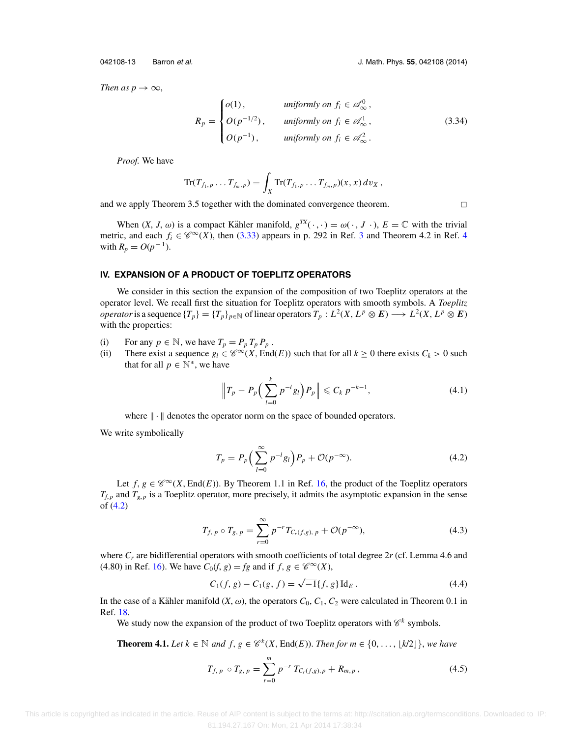*Then as $p \to \infty$,*

$$R_p = \begin{cases} o(1)\,, & \text{uniformly on } f_i \in \mathscr{A}^0_\infty\,, \\ O(p^{-1/2})\,, & \text{uniformly on } f_i \in \mathscr{A}^1_\infty\,, \\ O(p^{-1})\,, & \text{uniformly on } f_i \in \mathscr{A}^2_\infty\,. \end{cases} \tag{3.34}$$

*Proof.* We have

$$\operatorname{Tr}(T_{f_1,p}\ldots T_{f_m,p}) = \int_X \operatorname{Tr}(T_{f_1,p}\ldots T_{f_m,p})(x,x)\,dv_X\,,$$

and we apply Theorem 3.5 together with the dominated convergence theorem. □

When $(X, J, \omega)$ is a compact Kähler manifold, $g^{TX}(\cdot,\cdot) = \omega(\cdot, J\,\cdot)$, $E = \mathbb{C}$ with the trivial metric, and each $f_i \in \mathscr{C}^\infty(X)$, then (3.33) appears in p. 292 in Ref. 3 and Theorem 4.2 in Ref. 4 with $R_p = O(p^{-1})$.

## IV. EXPANSION OF A PRODUCT OF TOEPLITZ OPERATORS

We consider in this section the expansion of the composition of two Toeplitz operators at the operator level. We recall first the situation for Toeplitz operators with smooth symbols. A *Toeplitz operator* is a sequence $\{T_p\} = \{T_p\}_{p\in\mathbb{N}}$ of linear operators $T_p : L^2(X, L^p \otimes \boldsymbol{E}) \longrightarrow L^2(X, L^p \otimes \boldsymbol{E})$ with the properties:

(i) For any $p \in \mathbb{N}$, we have $T_p = P_p\, T_p\, P_p$.

(ii) There exist a sequence $g_l \in \mathscr{C}^\infty(X, \operatorname{End}(E))$ such that for all $k \geq 0$ there exists $C_k > 0$ such that for all $p \in \mathbb{N}^*$, we have

$$\Big\| T_p - P_p\Big(\sum_{l=0}^{k} p^{-l} g_l\Big) P_p \Big\| \leqslant C_k\, p^{-k-1}, \tag{4.1}$$

where $\|\cdot\|$ denotes the operator norm on the space of bounded operators.

We write symbolically

$$T_p = P_p\Big(\sum_{l=0}^{\infty} p^{-l} g_l\Big) P_p + \mathcal{O}(p^{-\infty}). \tag{4.2}$$

Let $f, g \in \mathscr{C}^\infty(X, \operatorname{End}(E))$. By Theorem 1.1 in Ref. 16, the product of the Toeplitz operators $T_{f,p}$ and $T_{g,p}$ is a Toeplitz operator, more precisely, it admits the asymptotic expansion in the sense of (4.2)

$$T_{f,\,p} \circ T_{g,\,p} = \sum_{r=0}^{\infty} p^{-r}\, T_{C_r(f,g),\,p} + \mathcal{O}(p^{-\infty}), \tag{4.3}$$

where $C_r$ are bidifferential operators with smooth coefficients of total degree $2r$ (cf. Lemma 4.6 and (4.80) in Ref. 16). We have $C_0(f, g) = fg$ and if $f, g \in \mathscr{C}^\infty(X)$,

$$C_1(f, g) - C_1(g, f) = \sqrt{-1}\{f, g\}\operatorname{Id}_E\,. \tag{4.4}$$

In the case of a Kähler manifold $(X, \omega)$, the operators $C_0$, $C_1$, $C_2$ were calculated in Theorem 0.1 in Ref. 18.

We study now the expansion of the product of two Toeplitz operators with $\mathscr{C}^k$ symbols.

**Theorem 4.1.** *Let $k \in \mathbb{N}$ and $f, g \in \mathscr{C}^k(X, \operatorname{End}(E))$. Then for $m \in \{0, \ldots, \lfloor k/2 \rfloor\}$, we have*

$$T_{f,\,p} \circ T_{g,\,p} = \sum_{r=0}^{m} p^{-r}\, T_{C_r(f,g),p} + R_{m,p}\,, \tag{4.5}$$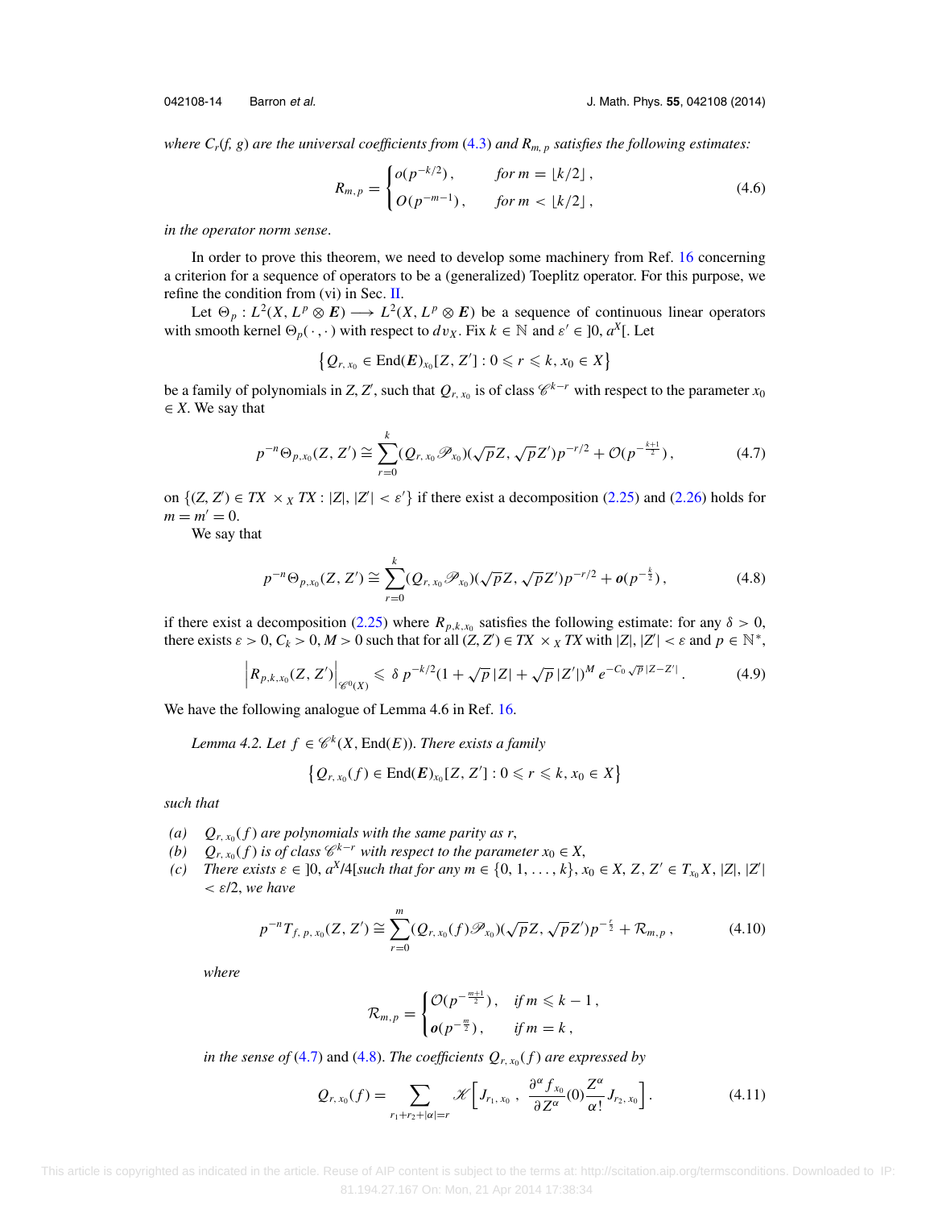*where $C_r(f, g)$ are the universal coefficients from (4.3) and $R_{m,\,p}$ satisfies the following estimates:*

$$R_{m,p} = \begin{cases} o(p^{-k/2})\,, & \text{for } m = \lfloor k/2 \rfloor\,, \\ O(p^{-m-1})\,, & \text{for } m < \lfloor k/2 \rfloor\,, \end{cases} \tag{4.6}$$

*in the operator norm sense.*

In order to prove this theorem, we need to develop some machinery from Ref. 16 concerning a criterion for a sequence of operators to be a (generalized) Toeplitz operator. For this purpose, we refine the condition from (vi) in Sec. II.

Let $\Theta_p : L^2(X, L^p \otimes \boldsymbol{E}) \longrightarrow L^2(X, L^p \otimes \boldsymbol{E})$ be a sequence of continuous linear operators with smooth kernel $\Theta_p(\cdot\,,\cdot)$ with respect to $dv_X$. Fix $k \in \mathbb{N}$ and $\varepsilon' \in\, ]0, a^X[$. Let

$$\left\{ Q_{r,\,x_0} \in \mathrm{End}(\boldsymbol{E})_{x_0}[Z, Z'] : 0 \leqslant r \leqslant k, x_0 \in X \right\}$$

be a family of polynomials in $Z, Z'$, such that $Q_{r,\,x_0}$ is of class $\mathscr{C}^{k-r}$ with respect to the parameter $x_0 \in X$. We say that

$$p^{-n}\Theta_{p,x_0}(Z, Z') \cong \sum_{r=0}^{k} (Q_{r,\,x_0}\mathscr{P}_{x_0})(\sqrt{p}Z, \sqrt{p}Z')p^{-r/2} + \mathcal{O}(p^{-\frac{k+1}{2}})\,, \tag{4.7}$$

on $\left\{(Z, Z') \in TX \times_X TX : |Z|, |Z'| < \varepsilon'\right\}$ if there exist a decomposition (2.25) and (2.26) holds for $m = m' = 0$.

We say that

$$p^{-n}\Theta_{p,x_0}(Z, Z') \cong \sum_{r=0}^{k} (Q_{r,\,x_0}\mathscr{P}_{x_0})(\sqrt{p}Z, \sqrt{p}Z')p^{-r/2} + \boldsymbol{o}(p^{-\frac{k}{2}})\,, \tag{4.8}$$

if there exist a decomposition (2.25) where $R_{p,k,x_0}$ satisfies the following estimate: for any $\delta > 0$, there exists $\varepsilon > 0$, $C_k > 0$, $M > 0$ such that for all $(Z, Z') \in TX \times_X TX$ with $|Z|, |Z'| < \varepsilon$ and $p \in \mathbb{N}^*$,

$$\left| R_{p,k,x_0}(Z, Z') \right|_{\mathscr{C}^0(X)} \leqslant \delta\, p^{-k/2}(1 + \sqrt{p}\,|Z| + \sqrt{p}\,|Z'|)^M\, e^{-C_0\sqrt{p}\,|Z - Z'|}\,. \tag{4.9}$$

We have the following analogue of Lemma 4.6 in Ref. 16.

*Lemma 4.2. Let $f \in \mathscr{C}^k(X, \mathrm{End}(E))$. There exists a family*

$$\left\{ Q_{r,\,x_0}(f) \in \mathrm{End}(\boldsymbol{E})_{x_0}[Z, Z'] : 0 \leqslant r \leqslant k, x_0 \in X \right\}$$

*such that*

- *(a) $Q_{r,\,x_0}(f)$ are polynomials with the same parity as $r$,*
- *(b) $Q_{r,\,x_0}(f)$ is of class $\mathscr{C}^{k-r}$ with respect to the parameter $x_0 \in X$,*
- *(c) There exists $\varepsilon \in\, ]0, a^X/4[$ such that for any $m \in \{0, 1, \ldots, k\}$, $x_0 \in X$, $Z, Z' \in T_{x_0}X$, $|Z|, |Z'| < \varepsilon/2$, we have*

$$p^{-n}T_{f,\,p,\,x_0}(Z, Z') \cong \sum_{r=0}^{m} (Q_{r,\,x_0}(f)\mathscr{P}_{x_0})(\sqrt{p}Z, \sqrt{p}Z')p^{-\frac{r}{2}} + \mathcal{R}_{m,p}\,, \tag{4.10}$$

*where*

$$\mathcal{R}_{m,p} = \begin{cases} \mathcal{O}(p^{-\frac{m+1}{2}})\,, & \text{if } m \leqslant k-1\,, \\ \boldsymbol{o}(p^{-\frac{m}{2}})\,, & \text{if } m = k\,, \end{cases}$$

*in the sense of (4.7) and (4.8). The coefficients $Q_{r,\,x_0}(f)$ are expressed by*

$$Q_{r,\,x_0}(f) = \sum_{r_1+r_2+|\alpha|=r} \mathscr{K}\Big[ J_{r_1,\,x_0}\,,\ \frac{\partial^\alpha f_{x_0}}{\partial Z^\alpha}(0)\frac{Z^\alpha}{\alpha!}J_{r_2,\,x_0} \Big]. \tag{4.11}$$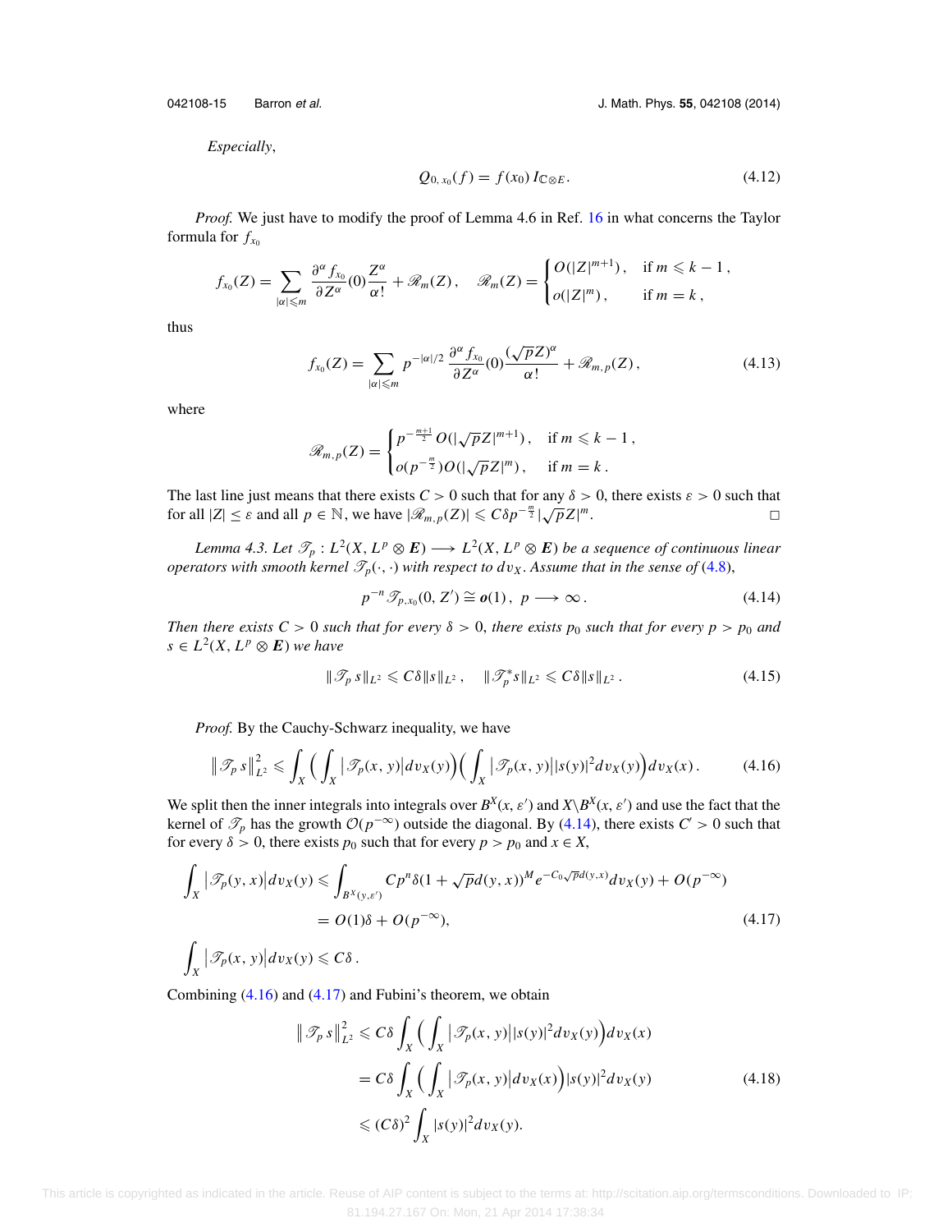*Especially*,

$$Q_{0,x_0}(f) = f(x_0)\, I_{\mathbb{C}\otimes E}. \tag{4.12}$$

*Proof.* We just have to modify the proof of Lemma 4.6 in Ref. 16 in what concerns the Taylor formula for $f_{x_0}$

$$f_{x_0}(Z) = \sum_{|\alpha|\leqslant m} \frac{\partial^\alpha f_{x_0}}{\partial Z^\alpha}(0)\frac{Z^\alpha}{\alpha!} + \mathscr{R}_m(Z)\,, \quad \mathscr{R}_m(Z) = \begin{cases} O(|Z|^{m+1})\,, & \text{if } m \leqslant k-1\,,\\ o(|Z|^m)\,, & \text{if } m = k\,,\end{cases}$$

thus

$$f_{x_0}(Z) = \sum_{|\alpha|\leqslant m} p^{-|\alpha|/2}\, \frac{\partial^\alpha f_{x_0}}{\partial Z^\alpha}(0)\frac{(\sqrt{p}Z)^\alpha}{\alpha!} + \mathscr{R}_{m,p}(Z)\,, \tag{4.13}$$

where

$$\mathscr{R}_{m,p}(Z) = \begin{cases} p^{-\frac{m+1}{2}}\, O(|\sqrt{p}Z|^{m+1})\,, & \text{if } m \leqslant k-1\,,\\ o(p^{-\frac{m}{2}})O(|\sqrt{p}Z|^m)\,, & \text{if } m = k\,.\end{cases}$$

The last line just means that there exists $C > 0$ such that for any $\delta > 0$, there exists $\varepsilon > 0$ such that for all $|Z| \leq \varepsilon$ and all $p \in \mathbb{N}$, we have $|\mathscr{R}_{m,p}(Z)| \leqslant C\delta p^{-\frac{m}{2}}|\sqrt{p}Z|^m$. □

*Lemma 4.3. Let $\mathscr{T}_p : L^2(X, L^p \otimes \boldsymbol{E}) \longrightarrow L^2(X, L^p \otimes \boldsymbol{E})$ be a sequence of continuous linear operators with smooth kernel $\mathscr{T}_p(\cdot,\cdot)$ with respect to $dv_X$. Assume that in the sense of (4.8),*

$$p^{-n}\,\mathscr{T}_{p,x_0}(0, Z') \cong \boldsymbol{o}(1)\,,\ p \longrightarrow \infty\,. \tag{4.14}$$

*Then there exists $C > 0$ such that for every $\delta > 0$, there exists $p_0$ such that for every $p > p_0$ and $s \in L^2(X, L^p \otimes \boldsymbol{E})$ we have*

$$\|\mathscr{T}_p\, s\|_{L^2} \leqslant C\delta\|s\|_{L^2}\,, \quad \|\mathscr{T}_p^*s\|_{L^2} \leqslant C\delta\|s\|_{L^2}\,. \tag{4.15}$$

*Proof.* By the Cauchy-Schwarz inequality, we have

$$\|\mathscr{T}_p\, s\|_{L^2}^2 \leqslant \int_X \Big(\int_X \big|\mathscr{T}_p(x,y)\big| dv_X(y)\Big)\Big(\int_X \big|\mathscr{T}_p(x,y)\big||s(y)|^2 dv_X(y)\Big) dv_X(x)\,. \tag{4.16}$$

We split then the inner integrals into integrals over $B^X(x,\varepsilon')$ and $X\backslash B^X(x,\varepsilon')$ and use the fact that the kernel of $\mathscr{T}_p$ has the growth $\mathcal{O}(p^{-\infty})$ outside the diagonal. By (4.14), there exists $C' > 0$ such that for every $\delta > 0$, there exists $p_0$ such that for every $p > p_0$ and $x \in X$,

$$\begin{aligned}\int_X \big|\mathscr{T}_p(y,x)\big| dv_X(y) &\leqslant \int_{B^X(y,\varepsilon')} Cp^n\delta(1+\sqrt{p}d(y,x))^M e^{-C_0\sqrt{p}d(y,x)} dv_X(y) + O(p^{-\infty})\\ &= O(1)\delta + O(p^{-\infty}),\end{aligned} \tag{4.17}$$

$$\int_X \big|\mathscr{T}_p(x,y)\big| dv_X(y) \leqslant C\delta\,.$$

Combining (4.16) and (4.17) and Fubini's theorem, we obtain

$$\begin{aligned}\|\mathscr{T}_p\, s\|_{L^2}^2 &\leqslant C\delta\int_X\Big(\int_X \big|\mathscr{T}_p(x,y)\big||s(y)|^2 dv_X(y)\Big)dv_X(x)\\ &= C\delta\int_X\Big(\int_X \big|\mathscr{T}_p(x,y)\big| dv_X(x)\Big)|s(y)|^2 dv_X(y)\\ &\leqslant (C\delta)^2\int_X |s(y)|^2 dv_X(y).\end{aligned} \tag{4.18}$$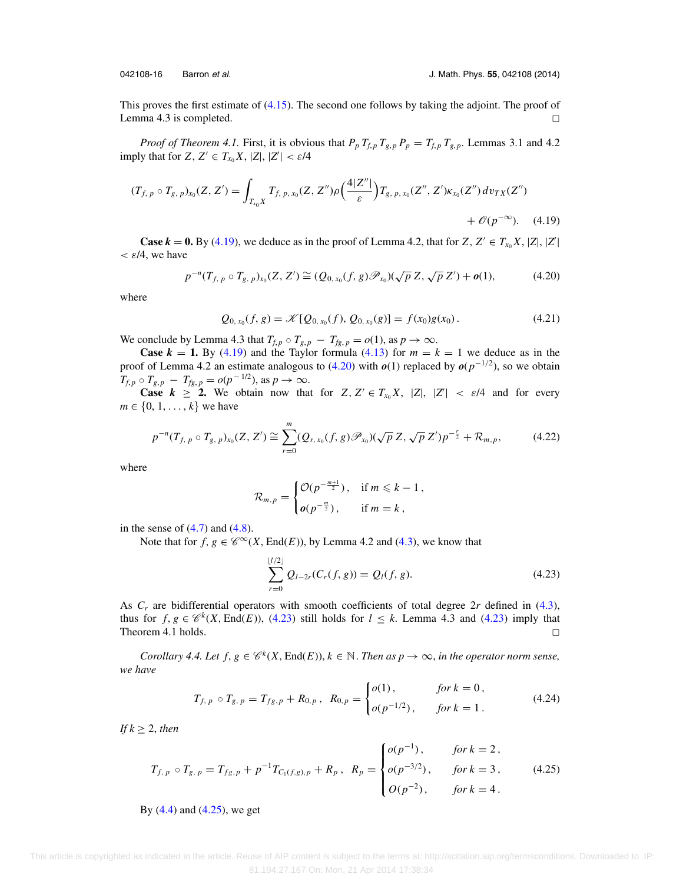This proves the first estimate of (4.15). The second one follows by taking the adjoint. The proof of Lemma 4.3 is completed. □

*Proof of Theorem 4.1.* First, it is obvious that $P_p\, T_{f,p}\, T_{g,p}\, P_p = T_{f,p}\, T_{g,p}$. Lemmas 3.1 and 4.2 imply that for $Z, Z' \in T_{x_0}X$, $|Z|, |Z'| < \varepsilon/4$

$$(T_{f,\,p} \circ T_{g,\,p})_{x_0}(Z, Z') = \int_{T_{x_0}X} T_{f,\,p,\,x_0}(Z, Z'')\rho\Big(\frac{4|Z''|}{\varepsilon}\Big) T_{g,\,p,\,x_0}(Z'', Z')\kappa_{x_0}(Z'')\, dv_{TX}(Z'') + \mathscr{O}(p^{-\infty}). \tag{4.19}$$

**Case $k = 0$.** By (4.19), we deduce as in the proof of Lemma 4.2, that for $Z, Z' \in T_{x_0}X$, $|Z|, |Z'| < \varepsilon/4$, we have

$$p^{-n}(T_{f,\,p} \circ T_{g,\,p})_{x_0}(Z, Z') \cong (Q_{0,\,x_0}(f, g)\mathscr{P}_{x_0})(\sqrt{p}\, Z, \sqrt{p}\, Z') + \boldsymbol{o}(1), \tag{4.20}$$

where

$$Q_{0,\,x_0}(f, g) = \mathscr{K}[Q_{0,\,x_0}(f), Q_{0,\,x_0}(g)] = f(x_0)g(x_0)\,. \tag{4.21}$$

We conclude by Lemma 4.3 that $T_{f,p} \circ T_{g,p} - T_{fg,p} = o(1)$, as $p \to \infty$.

**Case $k = 1$.** By (4.19) and the Taylor formula (4.13) for $m = k = 1$ we deduce as in the proof of Lemma 4.2 an estimate analogous to (4.20) with $\boldsymbol{o}(1)$ replaced by $\boldsymbol{o}(p^{-1/2})$, so we obtain $T_{f,p} \circ T_{g,p} - T_{fg,p} = o(p^{-1/2})$, as $p \to \infty$.

**Case $k \geq 2$.** We obtain now that for $Z, Z' \in T_{x_0}X$, $|Z|, |Z'| < \varepsilon/4$ and for every $m \in \{0, 1, \ldots, k\}$ we have

$$p^{-n}(T_{f,\,p} \circ T_{g,\,p})_{x_0}(Z, Z') \cong \sum_{r=0}^{m} (Q_{r,\,x_0}(f, g)\mathscr{P}_{x_0})(\sqrt{p}\, Z, \sqrt{p}\, Z')p^{-\frac{r}{2}} + \mathcal{R}_{m,\,p}, \tag{4.22}$$

where

$$\mathcal{R}_{m,\,p} = \begin{cases} \mathcal{O}(p^{-\frac{m+1}{2}})\,, & \text{if } m \leqslant k-1\,, \\ \boldsymbol{o}(p^{-\frac{m}{2}})\,, & \text{if } m = k\,, \end{cases}$$

in the sense of (4.7) and (4.8).

Note that for $f, g \in \mathscr{C}^{\infty}(X, \mathrm{End}(E))$, by Lemma 4.2 and (4.3), we know that

$$\sum_{r=0}^{\lfloor l/2 \rfloor} Q_{l-2r}(C_r(f, g)) = Q_l(f, g). \tag{4.23}$$

As $C_r$ are bidifferential operators with smooth coefficients of total degree $2r$ defined in (4.3), thus for $f, g \in \mathscr{C}^k(X, \mathrm{End}(E))$, (4.23) still holds for $l \leq k$. Lemma 4.3 and (4.23) imply that Theorem 4.1 holds. □

*Corollary 4.4. Let $f, g \in \mathscr{C}^k(X, \mathrm{End}(E))$, $k \in \mathbb{N}$. Then as $p \to \infty$, in the operator norm sense, we have*

$$T_{f,\,p} \circ T_{g,\,p} = T_{fg,p} + R_{0,\,p}\,, \quad R_{0,\,p} = \begin{cases} o(1)\,, & \textit{for } k = 0\,, \\ o(p^{-1/2})\,, & \textit{for } k = 1\,. \end{cases} \tag{4.24}$$

*If $k \geq 2$, then*

$$T_{f,\,p} \circ T_{g,\,p} = T_{fg,p} + p^{-1}T_{C_1(f,g),p} + R_p\,, \quad R_p = \begin{cases} o(p^{-1})\,, & \textit{for } k = 2\,, \\ o(p^{-3/2})\,, & \textit{for } k = 3\,, \\ O(p^{-2})\,, & \textit{for } k = 4\,. \end{cases} \tag{4.25}$$

By (4.4) and (4.25), we get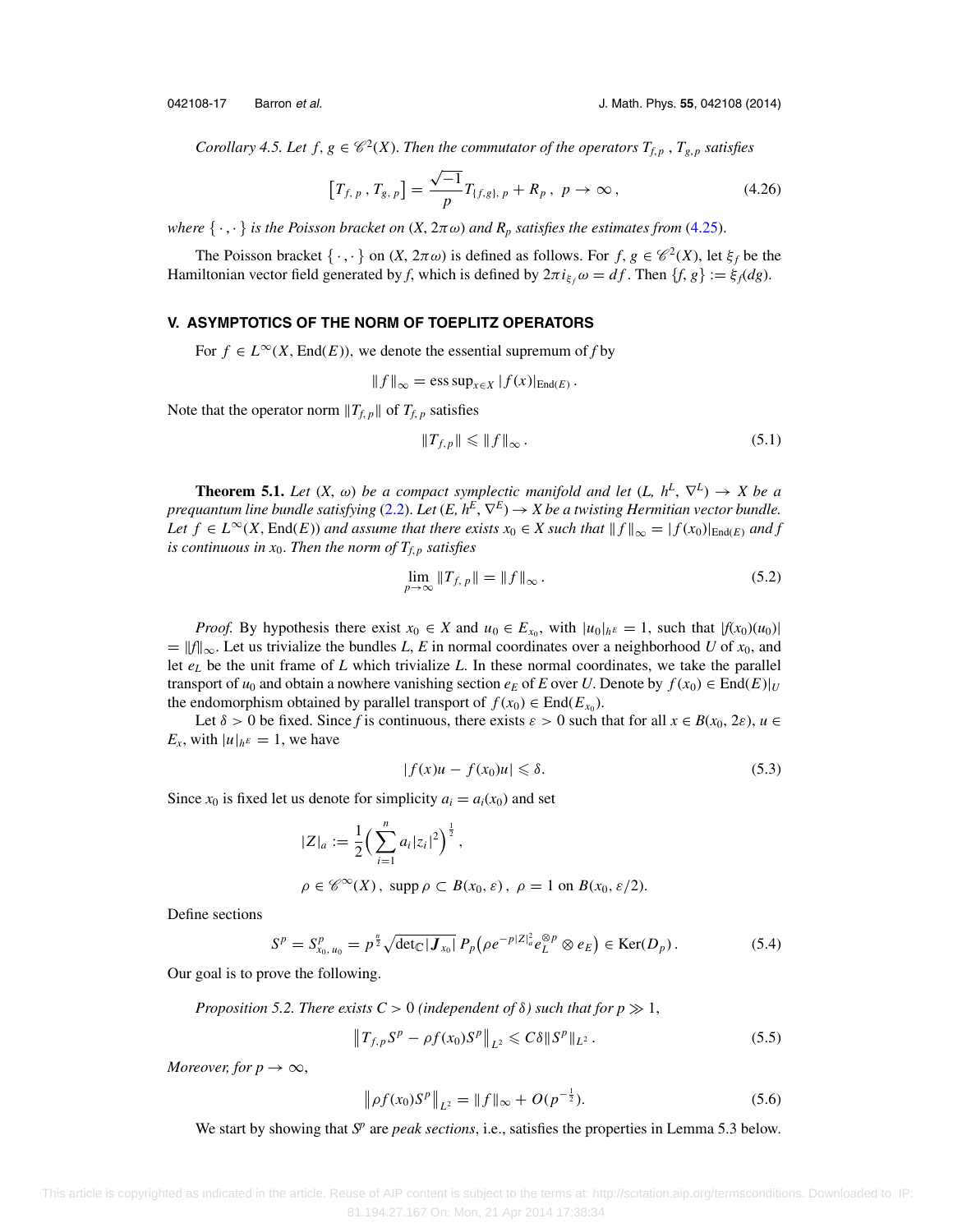*Corollary 4.5. Let $f, g \in \mathscr{C}^2(X)$. Then the commutator of the operators $T_{f,p}$ , $T_{g,p}$ satisfies*

$$\left[T_{f,\,p}\,, T_{g,\,p}\right] = \frac{\sqrt{-1}}{p} T_{\{f,g\},\,p} + R_p\,,\ p \to \infty\,, \tag{4.26}$$

*where $\{\,\cdot\,,\cdot\,\}$ is the Poisson bracket on $(X, 2\pi\omega)$ and $R_p$ satisfies the estimates from (4.25).*

The Poisson bracket $\{\,\cdot\,,\cdot\,\}$ on $(X, 2\pi\omega)$ is defined as follows. For $f, g \in \mathscr{C}^2(X)$, let $\xi_f$ be the Hamiltonian vector field generated by $f$, which is defined by $2\pi i_{\xi_f}\omega = df$. Then $\{f, g\} := \xi_f(dg)$.

## V. ASYMPTOTICS OF THE NORM OF TOEPLITZ OPERATORS

For $f \in L^\infty(X, \mathrm{End}(E))$, we denote the essential supremum of $f$ by

$$\|f\|_\infty = \operatorname{ess\,sup}_{x\in X} |f(x)|_{\mathrm{End}(E)}\,.$$

Note that the operator norm $\|T_{f,p}\|$ of $T_{f,p}$ satisfies

$$\|T_{f,p}\| \leqslant \|f\|_\infty\,. \tag{5.1}$$

**Theorem 5.1.** *Let $(X, \omega)$ be a compact symplectic manifold and let $(L, h^L, \nabla^L) \to X$ be a prequantum line bundle satisfying (2.2). Let $(E, h^E, \nabla^E) \to X$ be a twisting Hermitian vector bundle. Let $f \in L^\infty(X, \mathrm{End}(E))$ and assume that there exists $x_0 \in X$ such that $\|f\|_\infty = |f(x_0)|_{\mathrm{End}(E)}$ and $f$ is continuous in $x_0$. Then the norm of $T_{f,p}$ satisfies*

$$\lim_{p\to\infty} \|T_{f,\,p}\| = \|f\|_\infty\,. \tag{5.2}$$

*Proof.* By hypothesis there exist $x_0 \in X$ and $u_0 \in E_{x_0}$, with $|u_0|_{h^E} = 1$, such that $|f(x_0)(u_0)| = \|f\|_\infty$. Let us trivialize the bundles $L$, $E$ in normal coordinates over a neighborhood $U$ of $x_0$, and let $e_L$ be the unit frame of $L$ which trivialize $L$. In these normal coordinates, we take the parallel transport of $u_0$ and obtain a nowhere vanishing section $e_E$ of $E$ over $U$. Denote by $f(x_0) \in \mathrm{End}(E)|_U$ the endomorphism obtained by parallel transport of $f(x_0) \in \mathrm{End}(E_{x_0})$.

Let $\delta > 0$ be fixed. Since $f$ is continuous, there exists $\varepsilon > 0$ such that for all $x \in B(x_0, 2\varepsilon)$, $u \in E_x$, with $|u|_{h^E} = 1$, we have

$$|f(x)u - f(x_0)u| \leqslant \delta. \tag{5.3}$$

Since $x_0$ is fixed let us denote for simplicity $a_i = a_i(x_0)$ and set

$$|Z|_a := \frac{1}{2}\Big(\sum_{i=1}^n a_i |z_i|^2\Big)^{\frac{1}{2}}\,,$$

$$\rho \in \mathscr{C}^\infty(X)\,,\ \operatorname{supp}\rho \subset B(x_0, \varepsilon)\,,\ \rho = 1 \text{ on } B(x_0, \varepsilon/2).$$

Define sections

$$S^p = S^p_{x_0,\,u_0} = p^{\frac{n}{2}} \sqrt{\det\nolimits_{\mathbb{C}} |\boldsymbol{J}_{x_0}|}\; P_p\big(\rho e^{-p|Z|_a^2} e_L^{\otimes p} \otimes e_E\big) \in \mathrm{Ker}(D_p)\,. \tag{5.4}$$

Our goal is to prove the following.

*Proposition 5.2. There exists $C > 0$ (independent of $\delta$) such that for $p \gg 1$,*

$$\left\|T_{f,p}S^p - \rho f(x_0) S^p\right\|_{L^2} \leqslant C\delta \|S^p\|_{L^2}\,. \tag{5.5}$$

*Moreover, for $p \to \infty$,*

$$\left\|\rho f(x_0) S^p\right\|_{L^2} = \|f\|_\infty + O(p^{-\frac{1}{2}}). \tag{5.6}$$

We start by showing that $S^p$ are *peak sections*, i.e., satisfies the properties in Lemma 5.3 below.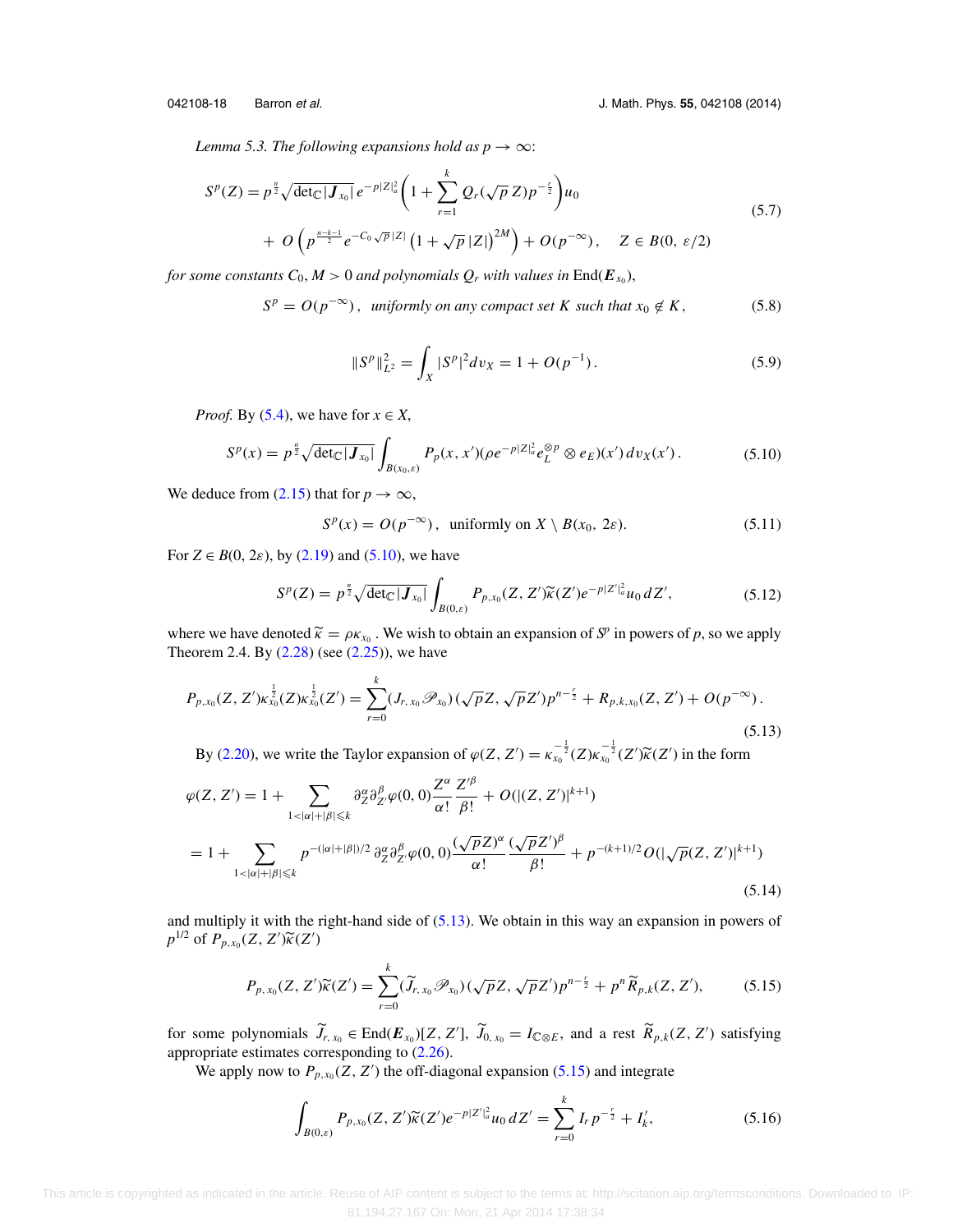*Lemma 5.3. The following expansions hold as $p \to \infty$:*

$$
\begin{aligned}
S^p(Z) &= p^{\frac{n}{2}} \sqrt{\det_{\mathbb{C}} |\boldsymbol{J}_{x_0}|}\, e^{-p|Z|_a^2} \Big( 1 + \sum_{r=1}^{k} Q_r(\sqrt{p}\, Z) p^{-\frac{r}{2}} \Big) u_0 \\
&\quad + O\Big( p^{\frac{n-k-1}{2}} e^{-C_0 \sqrt{p}\,|Z|} \big(1 + \sqrt{p}\,|Z|\big)^{2M} \Big) + O(p^{-\infty}), \quad Z \in B(0, \varepsilon/2)
\end{aligned}
\tag{5.7}
$$

*for some constants $C_0, M > 0$ and polynomials $Q_r$ with values in* $\mathrm{End}(\boldsymbol{E}_{x_0})$,

$$
S^p = O(p^{-\infty}), \ \ \textit{uniformly on any compact set } K \textit{ such that } x_0 \notin K, \tag{5.8}
$$

$$
\|S^p\|_{L^2}^2 = \int_X |S^p|^2 dv_X = 1 + O(p^{-1}). \tag{5.9}
$$

*Proof.* By (5.4), we have for $x \in X$,

$$
S^p(x) = p^{\frac{n}{2}} \sqrt{\det_{\mathbb{C}} |\boldsymbol{J}_{x_0}|} \int_{B(x_0,\varepsilon)} P_p(x, x')(\rho e^{-p|Z|_a^2} e_L^{\otimes p} \otimes e_E)(x')\, dv_X(x'). \tag{5.10}
$$

We deduce from (2.15) that for $p \to \infty$,

$$
S^p(x) = O(p^{-\infty}), \ \text{ uniformly on } X \setminus B(x_0, 2\varepsilon). \tag{5.11}
$$

For $Z \in B(0, 2\varepsilon)$, by (2.19) and (5.10), we have

$$
S^p(Z) = p^{\frac{n}{2}} \sqrt{\det_{\mathbb{C}} |\boldsymbol{J}_{x_0}|} \int_{B(0,\varepsilon)} P_{p,x_0}(Z, Z') \widetilde{\kappa}(Z') e^{-p|Z'|_a^2} u_0 \, dZ', \tag{5.12}
$$

where we have denoted $\widetilde{\kappa} = \rho \kappa_{x_0}$. We wish to obtain an expansion of $S^p$ in powers of $p$, so we apply Theorem 2.4. By (2.28) (see (2.25)), we have

$$
P_{p,x_0}(Z, Z') \kappa_{x_0}^{\frac{1}{2}}(Z) \kappa_{x_0}^{\frac{1}{2}}(Z') = \sum_{r=0}^{k} (J_{r,x_0} \mathscr{P}_{x_0})(\sqrt{p} Z, \sqrt{p} Z') p^{n-\frac{r}{2}} + R_{p,k,x_0}(Z, Z') + O(p^{-\infty}). \tag{5.13}
$$

By (2.20), we write the Taylor expansion of $\varphi(Z, Z') = \kappa_{x_0}^{-\frac{1}{2}}(Z) \kappa_{x_0}^{-\frac{1}{2}}(Z') \widetilde{\kappa}(Z')$ in the form

$$
\begin{aligned}
\varphi(Z, Z') &= 1 + \sum_{1<|\alpha|+|\beta|\leqslant k} \partial_Z^\alpha \partial_{Z'}^\beta \varphi(0,0) \frac{Z^\alpha}{\alpha!} \frac{Z'^\beta}{\beta!} + O(|(Z, Z')|^{k+1}) \\
&= 1 + \sum_{1<|\alpha|+|\beta|\leqslant k} p^{-(|\alpha|+|\beta|)/2}\, \partial_Z^\alpha \partial_{Z'}^\beta \varphi(0,0) \frac{(\sqrt{p} Z)^\alpha}{\alpha!} \frac{(\sqrt{p} Z')^\beta}{\beta!} + p^{-(k+1)/2} O(|\sqrt{p}(Z, Z')|^{k+1})
\end{aligned}
\tag{5.14}
$$

and multiply it with the right-hand side of (5.13). We obtain in this way an expansion in powers of $p^{1/2}$ of $P_{p,x_0}(Z, Z') \widetilde{\kappa}(Z')$

$$
P_{p,x_0}(Z, Z') \widetilde{\kappa}(Z') = \sum_{r=0}^{k} (\widetilde{J}_{r,x_0} \mathscr{P}_{x_0})(\sqrt{p} Z, \sqrt{p} Z') p^{n-\frac{r}{2}} + p^n \widetilde{R}_{p,k}(Z, Z'), \tag{5.15}
$$

for some polynomials $\widetilde{J}_{r,x_0} \in \mathrm{End}(\boldsymbol{E}_{x_0})[Z, Z']$, $\widetilde{J}_{0,x_0} = I_{\mathbb{C} \otimes E}$, and a rest $\widetilde{R}_{p,k}(Z, Z')$ satisfying appropriate estimates corresponding to (2.26).

We apply now to $P_{p,x_0}(Z, Z')$ the off-diagonal expansion (5.15) and integrate

$$
\int_{B(0,\varepsilon)} P_{p,x_0}(Z, Z') \widetilde{\kappa}(Z') e^{-p|Z'|_a^2} u_0 \, dZ' = \sum_{r=0}^{k} I_r p^{-\frac{r}{2}} + I'_k, \tag{5.16}
$$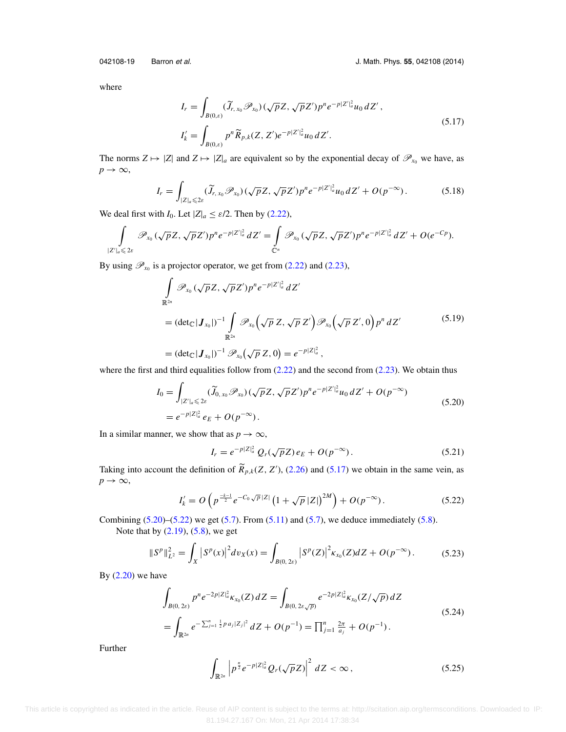where

$$
\begin{aligned}
I_r &= \int_{B(0,\varepsilon)} (\widetilde{J}_{r,\,x_0}\mathscr{P}_{x_0})(\sqrt{p}Z, \sqrt{p}Z')p^n e^{-p|Z'|_a^2} u_0\, dZ'\,, \\
I'_k &= \int_{B(0,\varepsilon)} p^n \widetilde{R}_{p,k}(Z,Z') e^{-p|Z'|_a^2} u_0\, dZ'.
\end{aligned} \tag{5.17}
$$

The norms $Z \mapsto |Z|$ and $Z \mapsto |Z|_a$ are equivalent so by the exponential decay of $\mathscr{P}_{x_0}$ we have, as $p \to \infty$,

$$
I_r = \int_{|Z|_a \leqslant 2\varepsilon} (\widetilde{J}_{r,\,x_0}\mathscr{P}_{x_0})(\sqrt{p}Z, \sqrt{p}Z')p^n e^{-p|Z'|_a^2} u_0\, dZ' + O(p^{-\infty})\,. \tag{5.18}
$$

We deal first with $I_0$. Let $|Z|_a \leq \varepsilon/2$. Then by (2.22),

$$
\int\limits_{|Z'|_a \leqslant 2\varepsilon} \mathscr{P}_{x_0}(\sqrt{p}Z, \sqrt{p}Z')p^n e^{-p|Z'|_a^2}\, dZ' = \int\limits_{\mathbb{C}^n} \mathscr{P}_{x_0}(\sqrt{p}Z, \sqrt{p}Z')p^n e^{-p|Z'|_a^2}\, dZ' + O(e^{-Cp}).
$$

By using $\mathscr{P}_{x_0}$ is a projector operator, we get from (2.22) and (2.23),

$$
\begin{aligned}
&\int\limits_{\mathbb{R}^{2n}} \mathscr{P}_{x_0}(\sqrt{p}Z, \sqrt{p}Z')p^n e^{-p|Z'|_a^2}\, dZ' \\
&= (\det{}_{\mathbb{C}}|\boldsymbol{J}_{x_0}|)^{-1} \int\limits_{\mathbb{R}^{2n}} \mathscr{P}_{x_0}\Big(\sqrt{p}\,Z, \sqrt{p}\,Z'\Big)\mathscr{P}_{x_0}\Big(\sqrt{p}\,Z', 0\Big)\, p^n\, dZ' \\
&= (\det{}_{\mathbb{C}}|\boldsymbol{J}_{x_0}|)^{-1}\, \mathscr{P}_{x_0}\big(\sqrt{p}\,Z, 0\big) = e^{-p|Z|_a^2}\,,
\end{aligned} \tag{5.19}
$$

where the first and third equalities follow from (2.22) and the second from (2.23). We obtain thus

$$
\begin{aligned}
I_0 &= \int_{|Z'|_a \leqslant 2\varepsilon} (\widetilde{J}_{0,\,x_0}\mathscr{P}_{x_0})(\sqrt{p}Z, \sqrt{p}Z')p^n e^{-p|Z'|_a^2} u_0\, dZ' + O(p^{-\infty}) \\
&= e^{-p|Z|_a^2}\, e_E + O(p^{-\infty})\,.
\end{aligned} \tag{5.20}
$$

In a similar manner, we show that as $p \to \infty$,

$$
I_r = e^{-p|Z|_a^2}\, Q_r(\sqrt{p}Z)\, e_E + O(p^{-\infty})\,. \tag{5.21}
$$

Taking into account the definition of $\widetilde{R}_{p,k}(Z,Z')$, (2.26) and (5.17) we obtain in the same vein, as $p \to \infty$,

$$
I'_k = O\left(p^{\frac{-k-1}{2}} e^{-C_0\sqrt{p}\,|Z|}\left(1 + \sqrt{p}\,|Z|\right)^{2M}\right) + O(p^{-\infty})\,. \tag{5.22}
$$

Combining (5.20)–(5.22) we get (5.7). From (5.11) and (5.7), we deduce immediately (5.8).

Note that by (2.19), (5.8), we get

$$
\|S^p\|_{L^2}^2 = \int_X \left|S^p(x)\right|^2 dv_X(x) = \int_{B(0,\,2\varepsilon)} \left|S^p(Z)\right|^2 \kappa_{x_0}(Z) dZ + O(p^{-\infty})\,. \tag{5.23}
$$

By (2.20) we have

$$
\begin{aligned}
&\int_{B(0,\,2\varepsilon)} p^n e^{-2p|Z|_a^2} \kappa_{x_0}(Z)\, dZ = \int_{B(0,\,2\varepsilon\sqrt{p})} e^{-2p|Z|_a^2} \kappa_{x_0}(Z/\sqrt{p})\, dZ \\
&= \int_{\mathbb{R}^{2n}} e^{-\sum_{j=1}^n \frac{1}{2} p\, a_j |Z_j|^2}\, dZ + O(p^{-1}) = \textstyle\prod_{j=1}^n \frac{2\pi}{a_j} + O(p^{-1})\,.
\end{aligned} \tag{5.24}
$$

Further

$$
\int_{\mathbb{R}^{2n}} \left|p^{\frac{n}{2}} e^{-p|Z|_a^2} Q_r(\sqrt{p}Z)\right|^2 dZ < \infty\,, \tag{5.25}
$$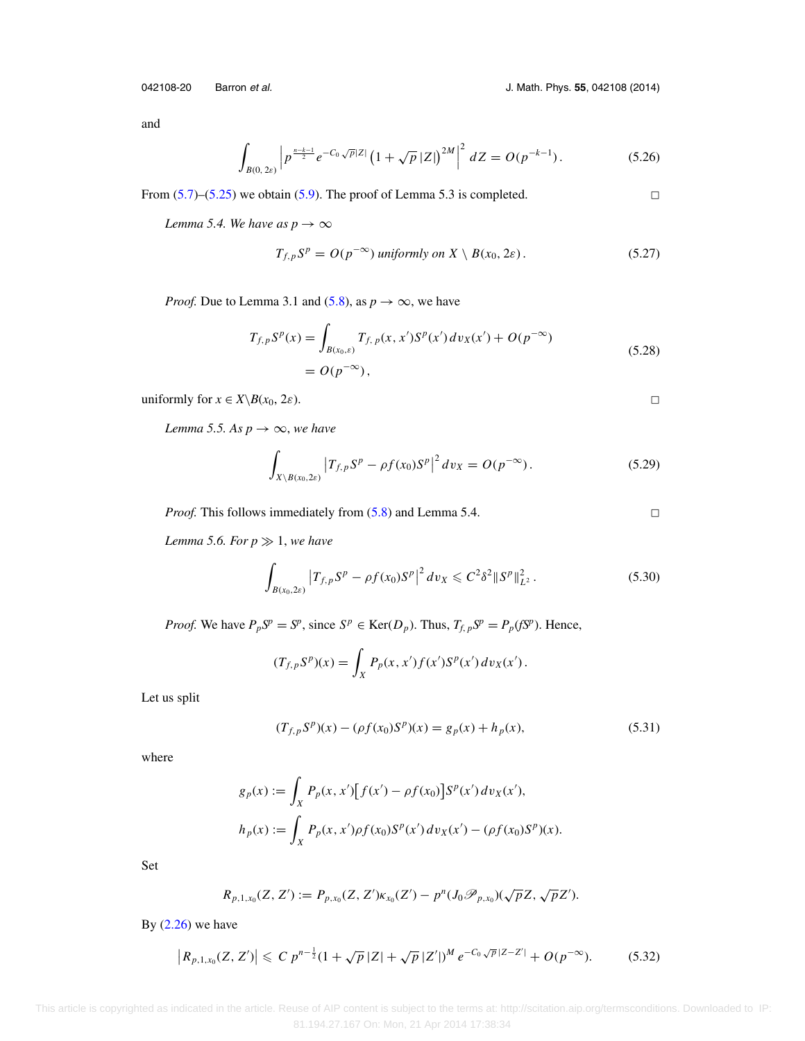and

$$\int_{B(0,2\varepsilon)} \left| p^{\frac{n-k-1}{2}} e^{-C_0\sqrt{p}|Z|} \left(1+\sqrt{p}\,|Z|\right)^{2M} \right|^2 dZ = O(p^{-k-1}). \tag{5.26}$$

From (5.7)–(5.25) we obtain (5.9). The proof of Lemma 5.3 is completed. □

*Lemma 5.4. We have as $p \to \infty$*

$$T_{f,p}S^p = O(p^{-\infty}) \text{ uniformly on } X \setminus B(x_0, 2\varepsilon). \tag{5.27}$$

*Proof.* Due to Lemma 3.1 and (5.8), as $p \to \infty$, we have

$$\begin{aligned} T_{f,p}S^p(x) &= \int_{B(x_0,\varepsilon)} T_{f,p}(x,x')S^p(x')\,dv_X(x') + O(p^{-\infty}) \\ &= O(p^{-\infty}), \end{aligned} \tag{5.28}$$

uniformly for $x \in X \setminus B(x_0, 2\varepsilon)$. □

*Lemma 5.5. As $p \to \infty$, we have*

$$\int_{X\setminus B(x_0,2\varepsilon)} \left|T_{f,p}S^p - \rho f(x_0)S^p\right|^2 dv_X = O(p^{-\infty}). \tag{5.29}$$

*Proof.* This follows immediately from (5.8) and Lemma 5.4. □

*Lemma 5.6. For $p \gg 1$, we have*

$$\int_{B(x_0,2\varepsilon)} \left|T_{f,p}S^p - \rho f(x_0)S^p\right|^2 dv_X \leqslant C^2\delta^2 \|S^p\|^2_{L^2}. \tag{5.30}$$

*Proof.* We have $P_pS^p = S^p$, since $S^p \in \operatorname{Ker}(D_p)$. Thus, $T_{f,p}S^p = P_p(fS^p)$. Hence,

$$(T_{f,p}S^p)(x) = \int_X P_p(x,x')f(x')S^p(x')\,dv_X(x').$$

Let us split

$$(T_{f,p}S^p)(x) - (\rho f(x_0)S^p)(x) = g_p(x) + h_p(x), \tag{5.31}$$

where

$$\begin{aligned} g_p(x) &:= \int_X P_p(x,x')\big[f(x') - \rho f(x_0)\big]S^p(x')\,dv_X(x'), \\ h_p(x) &:= \int_X P_p(x,x')\rho f(x_0)S^p(x')\,dv_X(x') - (\rho f(x_0)S^p)(x). \end{aligned}$$

Set

$$R_{p,1,x_0}(Z,Z') := P_{p,x_0}(Z,Z')\kappa_{x_0}(Z') - p^n(J_0\mathscr{P}_{p,x_0})(\sqrt{p}Z,\sqrt{p}Z').$$

By (2.26) we have

$$\left|R_{p,1,x_0}(Z,Z')\right| \leqslant C\,p^{n-\frac{1}{2}}(1+\sqrt{p}\,|Z|+\sqrt{p}\,|Z'|)^M e^{-C_0\sqrt{p}|Z-Z'|} + O(p^{-\infty}). \tag{5.32}$$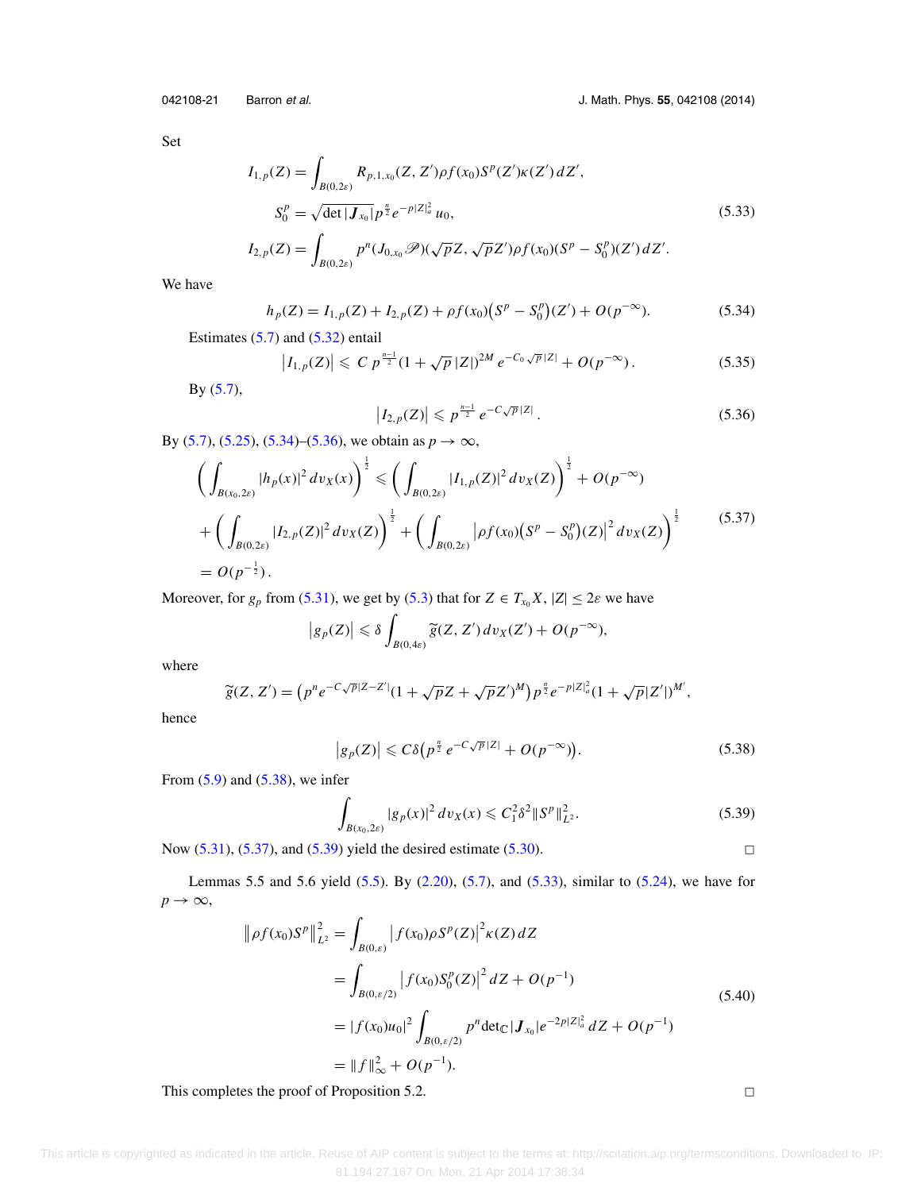Set

$$
\begin{aligned}
I_{1,p}(Z) &= \int_{B(0,2\varepsilon)} R_{p,1,x_0}(Z,Z')\rho f(x_0) S^p(Z')\kappa(Z')\,dZ', \\
S_0^p &= \sqrt{\det|\boldsymbol{J}_{x_0}|}\, p^{\frac{n}{2}} e^{-p|Z|_a^2} u_0, \\
I_{2,p}(Z) &= \int_{B(0,2\varepsilon)} p^n (J_{0,x_0}\mathscr{P})(\sqrt{p}Z, \sqrt{p}Z')\rho f(x_0)(S^p - S_0^p)(Z')\,dZ'.
\end{aligned}
\tag{5.33}
$$

We have

$$
h_p(Z) = I_{1,p}(Z) + I_{2,p}(Z) + \rho f(x_0)\big(S^p - S_0^p\big)(Z') + O(p^{-\infty}). \tag{5.34}
$$

Estimates (5.7) and (5.32) entail

$$
\big|I_{1,p}(Z)\big| \leqslant C\, p^{\frac{n-1}{2}} (1 + \sqrt{p}\,|Z|)^{2M} e^{-C_0\sqrt{p}|Z|} + O(p^{-\infty}). \tag{5.35}
$$

By (5.7),

$$
\big|I_{2,p}(Z)\big| \leqslant p^{\frac{n-1}{2}} e^{-C\sqrt{p}|Z|}. \tag{5.36}
$$

By (5.7), (5.25), (5.34)–(5.36), we obtain as $p \to \infty$,

$$
\begin{aligned}
\bigg(\int_{B(x_0,2\varepsilon)} |h_p(x)|^2\, dv_X(x)\bigg)^{\frac{1}{2}} &\leqslant \bigg(\int_{B(0,2\varepsilon)} |I_{1,p}(Z)|^2\, dv_X(Z)\bigg)^{\frac{1}{2}} + O(p^{-\infty}) \\
&+ \bigg(\int_{B(0,2\varepsilon)} |I_{2,p}(Z)|^2\, dv_X(Z)\bigg)^{\frac{1}{2}} + \bigg(\int_{B(0,2\varepsilon)} \big|\rho f(x_0)\big(S^p - S_0^p\big)(Z)\big|^2\, dv_X(Z)\bigg)^{\frac{1}{2}} \\
&= O(p^{-\frac{1}{2}}).
\end{aligned}
\tag{5.37}
$$

Moreover, for $g_p$ from (5.31), we get by (5.3) that for $Z \in T_{x_0}X$, $|Z| \leq 2\varepsilon$ we have

$$
\big|g_p(Z)\big| \leqslant \delta \int_{B(0,4\varepsilon)} \widetilde{g}(Z,Z')\,dv_X(Z') + O(p^{-\infty}),
$$

where

$$
\widetilde{g}(Z,Z') = \big(p^n e^{-C\sqrt{p}|Z-Z'|}(1 + \sqrt{p}Z + \sqrt{p}Z')^M\big)\, p^{\frac{n}{2}} e^{-p|Z|_a^2}(1 + \sqrt{p}|Z'|)^{M'},
$$

hence

$$
\big|g_p(Z)\big| \leqslant C\delta\big(p^{\frac{n}{2}} e^{-C\sqrt{p}|Z|} + O(p^{-\infty})\big). \tag{5.38}
$$

From (5.9) and (5.38), we infer

$$
\int_{B(x_0,2\varepsilon)} |g_p(x)|^2\, dv_X(x) \leqslant C_1^2 \delta^2 \|S^p\|_{L^2}^2. \tag{5.39}
$$

Now (5.31), (5.37), and (5.39) yield the desired estimate (5.30). □

Lemmas 5.5 and 5.6 yield (5.5). By (2.20), (5.7), and (5.33), similar to (5.24), we have for $p \to \infty$,

$$
\begin{aligned}
\|\rho f(x_0) S^p\|_{L^2}^2 &= \int_{B(0,\varepsilon)} \big|f(x_0)\rho S^p(Z)\big|^2 \kappa(Z)\,dZ \\
&= \int_{B(0,\varepsilon/2)} \big|f(x_0) S_0^p(Z)\big|^2\,dZ + O(p^{-1}) \\
&= |f(x_0)u_0|^2 \int_{B(0,\varepsilon/2)} p^n \det\nolimits_{\mathbb{C}}|\boldsymbol{J}_{x_0}| e^{-2p|Z|_a^2}\,dZ + O(p^{-1}) \\
&= \|f\|_\infty^2 + O(p^{-1}).
\end{aligned}
\tag{5.40}
$$

This completes the proof of Proposition 5.2. □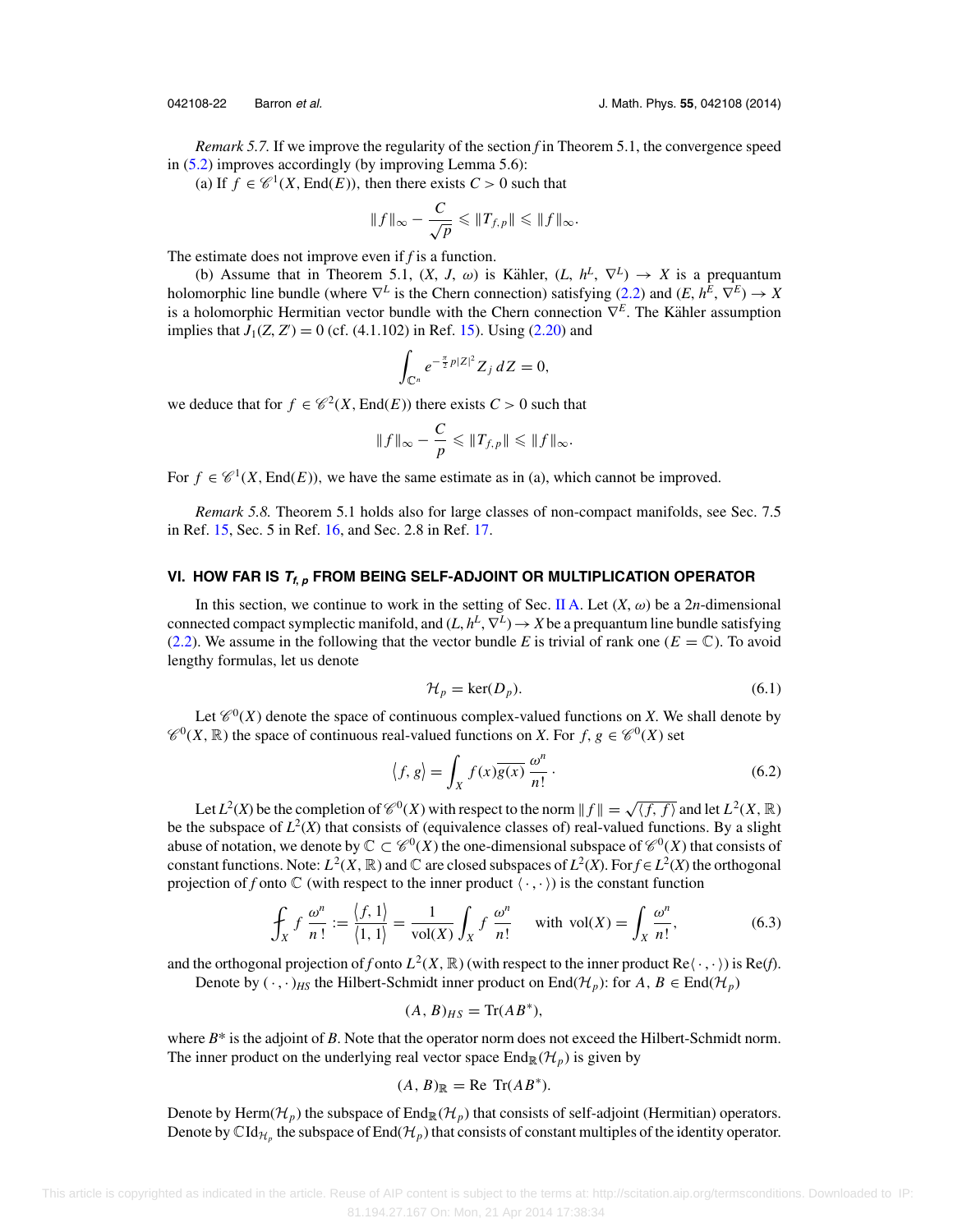*Remark 5.7.* If we improve the regularity of the section $f$ in Theorem 5.1, the convergence speed in (5.2) improves accordingly (by improving Lemma 5.6):

(a) If $f \in \mathscr{C}^1(X, \mathrm{End}(E))$, then there exists $C > 0$ such that

$$\|f\|_\infty - \frac{C}{\sqrt{p}} \leqslant \|T_{f,p}\| \leqslant \|f\|_\infty.$$

The estimate does not improve even if $f$ is a function.

(b) Assume that in Theorem 5.1, $(X, J, \omega)$ is Kähler, $(L, h^L, \nabla^L) \to X$ is a prequantum holomorphic line bundle (where $\nabla^L$ is the Chern connection) satisfying (2.2) and $(E, h^E, \nabla^E) \to X$ is a holomorphic Hermitian vector bundle with the Chern connection $\nabla^E$. The Kähler assumption implies that $J_1(Z, Z') = 0$ (cf. (4.1.102) in Ref. 15). Using (2.20) and

$$\int_{\mathbb{C}^n} e^{-\frac{\pi}{2} p|Z|^2} Z_j \, dZ = 0,$$

we deduce that for $f \in \mathscr{C}^2(X, \mathrm{End}(E))$ there exists $C > 0$ such that

$$\|f\|_\infty - \frac{C}{p} \leqslant \|T_{f,p}\| \leqslant \|f\|_\infty.$$

For $f \in \mathscr{C}^1(X, \mathrm{End}(E))$, we have the same estimate as in (a), which cannot be improved.

*Remark 5.8.* Theorem 5.1 holds also for large classes of non-compact manifolds, see Sec. 7.5 in Ref. 15, Sec. 5 in Ref. 16, and Sec. 2.8 in Ref. 17.

## VI. HOW FAR IS $T_{f,p}$ FROM BEING SELF-ADJOINT OR MULTIPLICATION OPERATOR

In this section, we continue to work in the setting of Sec. II A. Let $(X, \omega)$ be a $2n$-dimensional connected compact symplectic manifold, and $(L, h^L, \nabla^L) \to X$ be a prequantum line bundle satisfying (2.2). We assume in the following that the vector bundle $E$ is trivial of rank one ($E = \mathbb{C}$). To avoid lengthy formulas, let us denote

$$\mathcal{H}_p = \ker(D_p). \tag{6.1}$$

Let $\mathscr{C}^0(X)$ denote the space of continuous complex-valued functions on $X$. We shall denote by $\mathscr{C}^0(X, \mathbb{R})$ the space of continuous real-valued functions on $X$. For $f, g \in \mathscr{C}^0(X)$ set

$$\langle f, g \rangle = \int_X f(x)\overline{g(x)} \, \frac{\omega^n}{n!} \, . \tag{6.2}$$

Let $L^2(X)$ be the completion of $\mathscr{C}^0(X)$ with respect to the norm $\|f\| = \sqrt{\langle f, f \rangle}$ and let $L^2(X, \mathbb{R})$ be the subspace of $L^2(X)$ that consists of (equivalence classes of) real-valued functions. By a slight abuse of notation, we denote by $\mathbb{C} \subset \mathscr{C}^0(X)$ the one-dimensional subspace of $\mathscr{C}^0(X)$ that consists of constant functions. Note: $L^2(X, \mathbb{R})$ and $\mathbb{C}$ are closed subspaces of $L^2(X)$. For $f \in L^2(X)$ the orthogonal projection of $f$ onto $\mathbb{C}$ (with respect to the inner product $\langle \cdot, \cdot \rangle$) is the constant function

$$⨍_X f \, \frac{\omega^n}{n\,!} := \frac{\langle f, 1 \rangle}{\langle 1, 1 \rangle} = \frac{1}{\mathrm{vol}(X)} \int_X f \, \frac{\omega^n}{n!} \quad \text{ with } \mathrm{vol}(X) = \int_X \frac{\omega^n}{n!}, \tag{6.3}$$

and the orthogonal projection of $f$ onto $L^2(X, \mathbb{R})$ (with respect to the inner product $\mathrm{Re}\langle \cdot, \cdot \rangle$) is $\mathrm{Re}(f)$.

Denote by $(\cdot, \cdot)_{HS}$ the Hilbert-Schmidt inner product on $\mathrm{End}(\mathcal{H}_p)$: for $A, B \in \mathrm{End}(\mathcal{H}_p)$

$$(A, B)_{HS} = \mathrm{Tr}(AB^*),$$

where $B^*$ is the adjoint of $B$. Note that the operator norm does not exceed the Hilbert-Schmidt norm. The inner product on the underlying real vector space $\mathrm{End}_{\mathbb{R}}(\mathcal{H}_p)$ is given by

$$(A, B)_{\mathbb{R}} = \mathrm{Re} \; \mathrm{Tr}(AB^*).$$

Denote by $\mathrm{Herm}(\mathcal{H}_p)$ the subspace of $\mathrm{End}_{\mathbb{R}}(\mathcal{H}_p)$ that consists of self-adjoint (Hermitian) operators. Denote by $\mathbb{C}\mathrm{Id}_{\mathcal{H}_p}$ the subspace of $\mathrm{End}(\mathcal{H}_p)$ that consists of constant multiples of the identity operator.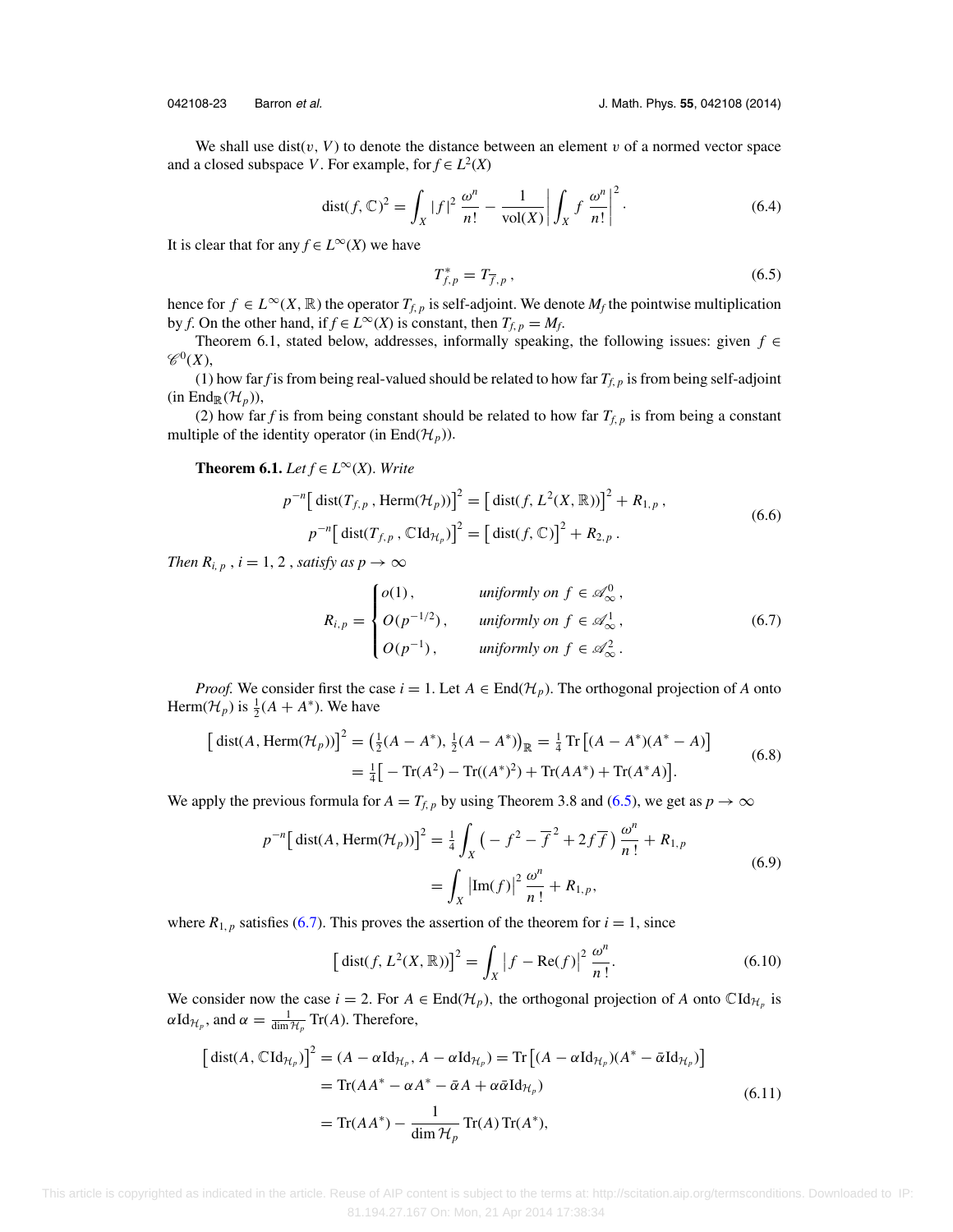We shall use $\operatorname{dist}(v, V)$ to denote the distance between an element $v$ of a normed vector space and a closed subspace $V$. For example, for $f \in L^2(X)$

$$
\operatorname{dist}(f, \mathbb{C})^2 = \int_X |f|^2 \, \frac{\omega^n}{n!} - \frac{1}{\operatorname{vol}(X)} \left| \int_X f \, \frac{\omega^n}{n!} \right|^2 . \tag{6.4}
$$

It is clear that for any $f \in L^\infty(X)$ we have

$$
T^*_{f,p} = T_{\overline{f},p} \,, \tag{6.5}
$$

hence for $f \in L^\infty(X, \mathbb{R})$ the operator $T_{f,p}$ is self-adjoint. We denote $M_f$ the pointwise multiplication by $f$. On the other hand, if $f \in L^\infty(X)$ is constant, then $T_{f,p} = M_f$.

Theorem 6.1, stated below, addresses, informally speaking, the following issues: given $f \in \mathscr{C}^0(X)$,

(1) how far $f$ is from being real-valued should be related to how far $T_{f,p}$ is from being self-adjoint (in $\operatorname{End}_{\mathbb{R}}(\mathcal{H}_p)$),

(2) how far $f$ is from being constant should be related to how far $T_{f,p}$ is from being a constant multiple of the identity operator (in $\operatorname{End}(\mathcal{H}_p)$).

**Theorem 6.1.** *Let $f \in L^\infty(X)$. Write*

$$
\begin{aligned}
p^{-n}\big[\operatorname{dist}(T_{f,p}\,, \operatorname{Herm}(\mathcal{H}_p))\big]^2 &= \big[\operatorname{dist}(f, L^2(X,\mathbb{R}))\big]^2 + R_{1,p}\,,\\
p^{-n}\big[\operatorname{dist}(T_{f,p}\,, \mathbb{C}\mathrm{Id}_{\mathcal{H}_p})\big]^2 &= \big[\operatorname{dist}(f, \mathbb{C})\big]^2 + R_{2,p}\,.
\end{aligned} \tag{6.6}
$$

*Then $R_{i,p}$ , $i = 1, 2$ , satisfy as $p \to \infty$*

$$
R_{i,p} = \begin{cases} o(1)\,, & \text{uniformly on } f \in \mathscr{A}^0_\infty\,,\\ O(p^{-1/2})\,, & \text{uniformly on } f \in \mathscr{A}^1_\infty\,,\\ O(p^{-1})\,, & \text{uniformly on } f \in \mathscr{A}^2_\infty\,. \end{cases} \tag{6.7}
$$

*Proof.* We consider first the case $i = 1$. Let $A \in \operatorname{End}(\mathcal{H}_p)$. The orthogonal projection of $A$ onto $\operatorname{Herm}(\mathcal{H}_p)$ is $\frac{1}{2}(A + A^*)$. We have

$$
\begin{aligned}
\big[\operatorname{dist}(A, \operatorname{Herm}(\mathcal{H}_p))\big]^2 &= \big(\tfrac{1}{2}(A - A^*), \tfrac{1}{2}(A - A^*)\big)_{\mathbb{R}} = \tfrac{1}{4}\operatorname{Tr}\big[(A - A^*)(A^* - A)\big]\\
&= \tfrac{1}{4}\big[-\operatorname{Tr}(A^2) - \operatorname{Tr}((A^*)^2) + \operatorname{Tr}(AA^*) + \operatorname{Tr}(A^*A)\big].
\end{aligned} \tag{6.8}
$$

We apply the previous formula for $A = T_{f,p}$ by using Theorem 3.8 and (6.5), we get as $p \to \infty$

$$
\begin{aligned}
p^{-n}\big[\operatorname{dist}(A, \operatorname{Herm}(\mathcal{H}_p))\big]^2 &= \tfrac{1}{4}\int_X \big(-f^2 - \overline{f}^2 + 2f\overline{f}\big)\,\frac{\omega^n}{n\,!} + R_{1,p}\\
&= \int_X \big|\operatorname{Im}(f)\big|^2\,\frac{\omega^n}{n\,!} + R_{1,p},
\end{aligned} \tag{6.9}
$$

where $R_{1,p}$ satisfies (6.7). This proves the assertion of the theorem for $i = 1$, since

$$
\big[\operatorname{dist}(f, L^2(X,\mathbb{R}))\big]^2 = \int_X \big|f - \operatorname{Re}(f)\big|^2\,\frac{\omega^n}{n\,!}. \tag{6.10}
$$

We consider now the case $i = 2$. For $A \in \operatorname{End}(\mathcal{H}_p)$, the orthogonal projection of $A$ onto $\mathbb{C}\mathrm{Id}_{\mathcal{H}_p}$ is $\alpha\mathrm{Id}_{\mathcal{H}_p}$, and $\alpha = \frac{1}{\dim\mathcal{H}_p}\operatorname{Tr}(A)$. Therefore,

$$
\begin{aligned}
\big[\operatorname{dist}(A, \mathbb{C}\mathrm{Id}_{\mathcal{H}_p})\big]^2 &= (A - \alpha\mathrm{Id}_{\mathcal{H}_p}, A - \alpha\mathrm{Id}_{\mathcal{H}_p}) = \operatorname{Tr}\big[(A - \alpha\mathrm{Id}_{\mathcal{H}_p})(A^* - \bar{\alpha}\mathrm{Id}_{\mathcal{H}_p})\big]\\
&= \operatorname{Tr}(AA^* - \alpha A^* - \bar{\alpha}A + \alpha\bar{\alpha}\mathrm{Id}_{\mathcal{H}_p})\\
&= \operatorname{Tr}(AA^*) - \frac{1}{\dim\mathcal{H}_p}\operatorname{Tr}(A)\operatorname{Tr}(A^*),
\end{aligned} \tag{6.11}
$$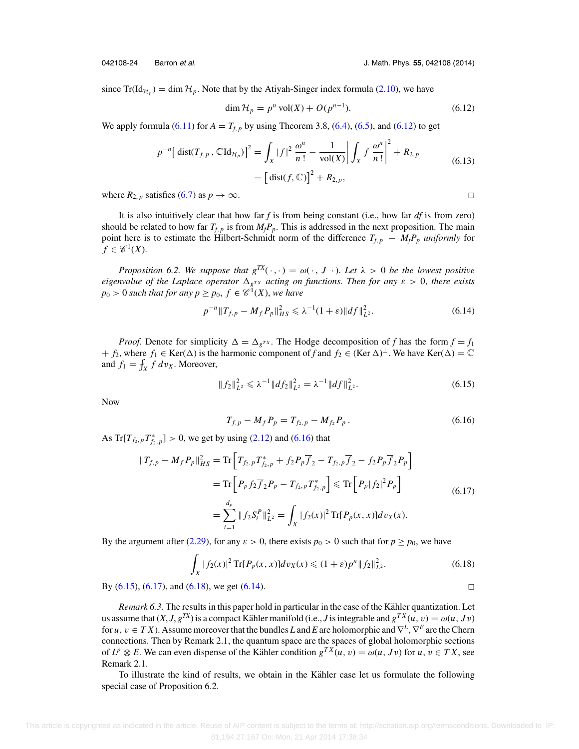since $\operatorname{Tr}(\mathrm{Id}_{\mathcal{H}_p}) = \dim \mathcal{H}_p$. Note that by the Atiyah-Singer index formula (2.10), we have

$$\dim \mathcal{H}_p = p^n \operatorname{vol}(X) + O(p^{n-1}). \tag{6.12}$$

We apply formula (6.11) for $A = T_{f,p}$ by using Theorem 3.8, (6.4), (6.5), and (6.12) to get

$$\begin{aligned} p^{-n}\big[\operatorname{dist}(T_{f,p}, \mathbb{C}\mathrm{Id}_{\mathcal{H}_p})\big]^2 &= \int_X |f|^2 \frac{\omega^n}{n!} - \frac{1}{\operatorname{vol}(X)}\left|\int_X f \frac{\omega^n}{n!}\right|^2 + R_{2,p} \\ &= \big[\operatorname{dist}(f, \mathbb{C})\big]^2 + R_{2,p}, \end{aligned} \tag{6.13}$$

where $R_{2,p}$ satisfies (6.7) as $p \to \infty$. □

It is also intuitively clear that how far $f$ is from being constant (i.e., how far $df$ is from zero) should be related to how far $T_{f,p}$ is from $M_f P_p$. This is addressed in the next proposition. The main point here is to estimate the Hilbert-Schmidt norm of the difference $T_{f,p} - M_f P_p$ *uniformly* for $f \in \mathscr{C}^1(X)$.

*Proposition 6.2. We suppose that $g^{TX}(\cdot,\cdot) = \omega(\cdot, J\,\cdot)$. Let $\lambda > 0$ be the lowest positive eigenvalue of the Laplace operator $\Delta_{g^{TX}}$ acting on functions. Then for any $\varepsilon > 0$, there exists $p_0 > 0$ such that for any $p \geq p_0$, $f \in \mathscr{C}^1(X)$, we have*

$$p^{-n}\|T_{f,p} - M_f P_p\|^2_{HS} \leqslant \lambda^{-1}(1+\varepsilon)\|df\|^2_{L^2}. \tag{6.14}$$

*Proof.* Denote for simplicity $\Delta = \Delta_{g^{TX}}$. The Hodge decomposition of $f$ has the form $f = f_1 + f_2$, where $f_1 \in \operatorname{Ker}(\Delta)$ is the harmonic component of $f$ and $f_2 \in (\operatorname{Ker}\Delta)^{\perp}$. We have $\operatorname{Ker}(\Delta) = \mathbb{C}$ and $f_1 = \fint_X f\, dv_X$. Moreover,

$$\|f_2\|^2_{L^2} \leqslant \lambda^{-1}\|df_2\|^2_{L^2} = \lambda^{-1}\|df\|^2_{L^2}. \tag{6.15}$$

Now

$$T_{f,p} - M_f P_p = T_{f_2,p} - M_{f_2} P_p\,. \tag{6.16}$$

As $\operatorname{Tr}[T_{f_2,p}T^*_{f_2,p}] > 0$, we get by using (2.12) and (6.16) that

$$\begin{aligned} \|T_{f,p} - M_f P_p\|^2_{HS} &= \operatorname{Tr}\Big[T_{f_2,p}T^*_{f_2,p} + f_2 P_p \overline{f}_2 - T_{f_2,p}\overline{f}_2 - f_2 P_p \overline{f}_2 P_p\Big] \\ &= \operatorname{Tr}\Big[P_p f_2 \overline{f}_2 P_p - T_{f_2,p}T^*_{f_2,p}\Big] \leqslant \operatorname{Tr}\Big[P_p |f_2|^2 P_p\Big] \\ &= \sum_{i=1}^{d_p}\|f_2 S_i^p\|^2_{L^2} = \int_X |f_2(x)|^2 \operatorname{Tr}[P_p(x,x)]dv_X(x). \end{aligned} \tag{6.17}$$

By the argument after (2.29), for any $\varepsilon > 0$, there exists $p_0 > 0$ such that for $p \geq p_0$, we have

$$\int_X |f_2(x)|^2 \operatorname{Tr}[P_p(x,x)]dv_X(x) \leqslant (1+\varepsilon)p^n \|f_2\|^2_{L^2}. \tag{6.18}$$

By (6.15), (6.17), and (6.18), we get (6.14). □

*Remark 6.3.* The results in this paper hold in particular in the case of the Kähler quantization. Let us assume that $(X, J, g^{TX})$ is a compact Kähler manifold (i.e., $J$ is integrable and $g^{TX}(u, v) = \omega(u, Jv)$ for $u, v \in TX$). Assume moreover that the bundles $L$ and $E$ are holomorphic and $\nabla^L$, $\nabla^E$ are the Chern connections. Then by Remark 2.1, the quantum space are the spaces of global holomorphic sections of $L^p \otimes E$. We can even dispense of the Kähler condition $g^{TX}(u, v) = \omega(u, Jv)$ for $u, v \in TX$, see Remark 2.1.

To illustrate the kind of results, we obtain in the Kähler case let us formulate the following special case of Proposition 6.2.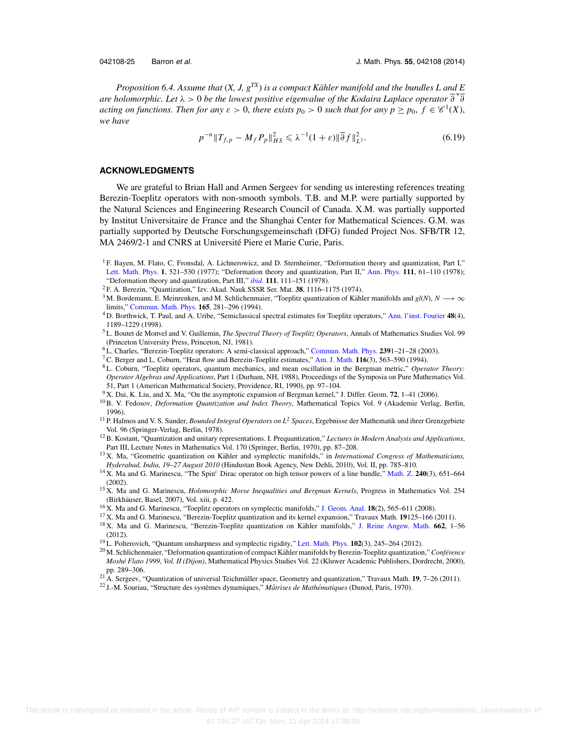*Proposition 6.4. Assume that* $(X, J, g^{TX})$ *is a compact Kähler manifold and the bundles L and E are holomorphic. Let* $\lambda > 0$ *be the lowest positive eigenvalue of the Kodaira Laplace operator* $\overline{\partial}^*\overline{\partial}$ *acting on functions. Then for any* $\varepsilon > 0$*, there exists* $p_0 > 0$ *such that for any* $p \geq p_0$*,* $f \in \mathscr{C}^1(X)$*, we have*

$$p^{-n}\|T_{f,p} - M_f P_p\|_{HS}^2 \leqslant \lambda^{-1}(1+\varepsilon)\|\overline{\partial} f\|_{L^2}^2. \tag{6.19}$$

## ACKNOWLEDGMENTS

We are grateful to Brian Hall and Armen Sergeev for sending us interesting references treating Berezin-Toeplitz operators with non-smooth symbols. T.B. and M.P. were partially supported by the Natural Sciences and Engineering Research Council of Canada. X.M. was partially supported by Institut Universitaire de France and the Shanghai Center for Mathematical Sciences. G.M. was partially supported by Deutsche Forschungsgemeinschaft (DFG) funded Project Nos. SFB/TR 12, MA 2469/2-1 and CNRS at Université Piere et Marie Curie, Paris.

[1] F. Bayen, M. Flato, C. Fronsdal, A. Lichnerowicz, and D. Sternheimer, "Deformation theory and quantization, Part I," Lett. Math. Phys. **1**, 521–530 (1977); "Deformation theory and quantization, Part II," Ann. Phys. **111**, 61–110 (1978); "Deformation theory and quantization, Part III," *ibid.* **111**, 111–151 (1978).

[2] F. A. Berezin, "Quantization," Izv. Akad. Nauk SSSR Ser. Mat. **38**, 1116–1175 (1974).

[3] M. Bordemann, E. Meinrenken, and M. Schlichenmaier, "Toeplitz quantization of Kähler manifolds and $gl(N)$, $N \longrightarrow \infty$ limits," Commun. Math. Phys. **165**, 281–296 (1994).

[4] D. Borthwick, T. Paul, and A. Uribe, "Semiclassical spectral estimates for Toeplitz operators," Ann. l'inst. Fourier **48**(4), 1189–1229 (1998).

[5] L. Boutet de Monvel and V. Guillemin, *The Spectral Theory of Toeplitz Operators*, Annals of Mathematics Studies Vol. 99 (Princeton University Press, Princeton, NJ, 1981).

[6] L. Charles, "Berezin-Toeplitz operators: A semi-classical approach," Commun. Math. Phys. **239**1–21–28 (2003).

[7] C. Berger and L. Coburn, "Heat flow and Berezin-Toeplitz estimates," Am. J. Math. **116**(3), 563–590 (1994).

[8] L. Coburn, "Toeplitz operators, quantum mechanics, and mean oscillation in the Bergman metric," *Operator Theory: Operator Algebras and Applications*, Part 1 (Durham, NH, 1988), Proceedings of the Symposia on Pure Mathematics Vol. 51, Part 1 (American Mathematical Society, Providence, RI, 1990), pp. 97–104.

[9] X. Dai, K. Liu, and X. Ma, "On the asymptotic expansion of Bergman kernel," J. Differ. Geom. **72**, 1–41 (2006).

[10] B. V. Fedosov, *Deformation Quantization and Index Theory*, Mathematical Topics Vol. 9 (Akademie Verlag, Berlin, 1996).

[11] P. Halmos and V. S. Sunder, *Bounded Integral Operators on $L^2$ Spaces*, Ergebnisse der Mathematik und ihrer Grenzgebiete Vol. 96 (Springer-Verlag, Berlin, 1978).

[12] B. Kostant, "Quantization and unitary representations. I. Prequantization," *Lectures in Modern Analysis and Applications*, Part III, Lecture Notes in Mathematics Vol. 170 (Springer, Berlin, 1970), pp. 87–208.

[13] X. Ma, "Geometric quantization on Kähler and symplectic manifolds," in *International Congress of Mathematicians, Hyderabad, India, 19–27 August 2010* (Hindustan Book Agency, New Dehli, 2010), Vol. II, pp. 785–810.

[14] X. Ma and G. Marinescu, "The Spin$^c$ Dirac operator on high tensor powers of a line bundle," Math. Z. **240**(3), 651–664 (2002).

[15] X. Ma and G. Marinescu, *Holomorphic Morse Inequalities and Bergman Kernels*, Progress in Mathematics Vol. 254 (Birkhäuser, Basel, 2007), Vol. xiii, p. 422.

[16] X. Ma and G. Marinescu, "Toeplitz operators on symplectic manifolds," J. Geom. Anal. **18**(2), 565–611 (2008).

[17] X. Ma and G. Marinescu, "Berezin-Toeplitz quantization and its kernel expansion," Travaux Math. **19**125–166 (2011).

[18] X. Ma and G. Marinescu, "Berezin-Toeplitz quantization on Kähler manifolds," J. Reine Angew. Math. **662**, 1–56 (2012).

[19] L. Polterovich, "Quantum unsharpness and symplectic rigidity," Lett. Math. Phys. **102**(3), 245–264 (2012).

[20] M. Schlichenmaier, "Deformation quantization of compact Kähler manifolds by Berezin-Toeplitz quantization," *Conférence Moshé Flato 1999, Vol. II (Dijon)*, Mathematical Physics Studies Vol. 22 (Kluwer Academic Publishers, Dordrecht, 2000), pp. 289–306.

[21] A. Sergeev, "Quantization of universal Teichmüller space, Geometry and quantization," Travaux Math. **19**, 7–26 (2011).

[22] J.-M. Souriau, "Structure des systèmes dynamiques," *Mâtrises de Mathématiques* (Dunod, Paris, 1970).